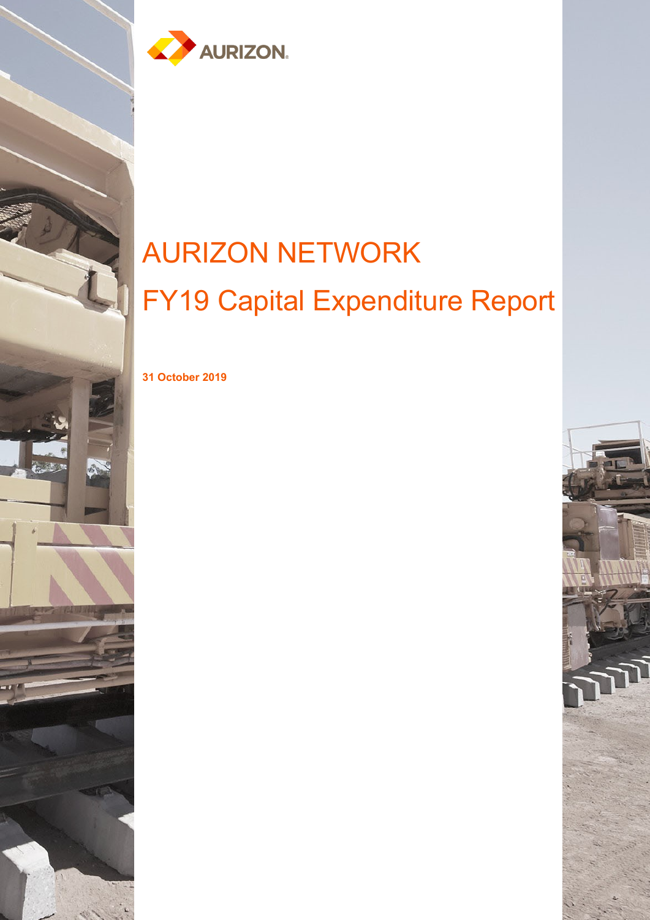AURIZON

# AURIZON NETWORK

# FY19 Capital Expenditure Report

**31 October 2019**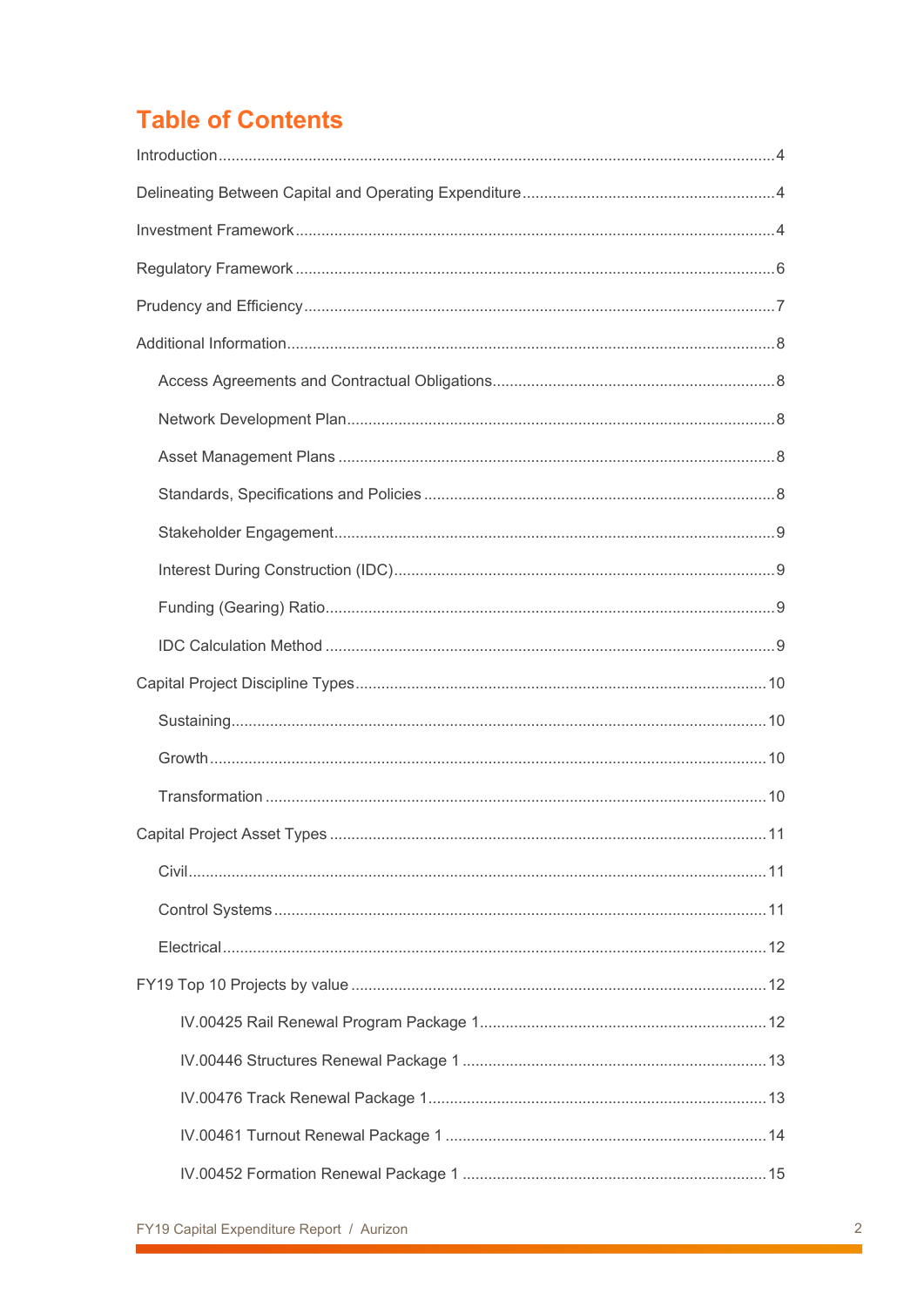# Table of Contents

Introduction ..... 4

Delineating Between Capital and Operating Expenditure ..... 4

Investment Framework ..... 4

Regulatory Framework ..... 6

Prudency and Efficiency ..... 7

Additional Information ..... 8

- Access Agreements and Contractual Obligations ..... 8
- Network Development Plan ..... 8
- Asset Management Plans ..... 8
- Standards, Specifications and Policies ..... 8
- Stakeholder Engagement ..... 9
- Interest During Construction (IDC) ..... 9
- Funding (Gearing) Ratio ..... 9
- IDC Calculation Method ..... 9

Capital Project Discipline Types ..... 10

- Sustaining ..... 10
- Growth ..... 10
- Transformation ..... 10

Capital Project Asset Types ..... 11

- Civil ..... 11
- Control Systems ..... 11
- Electrical ..... 12

FY19 Top 10 Projects by value ..... 12

- IV.00425 Rail Renewal Program Package 1 ..... 12
- IV.00446 Structures Renewal Package 1 ..... 13
- IV.00476 Track Renewal Package 1 ..... 13
- IV.00461 Turnout Renewal Package 1 ..... 14
- IV.00452 Formation Renewal Package 1 ..... 15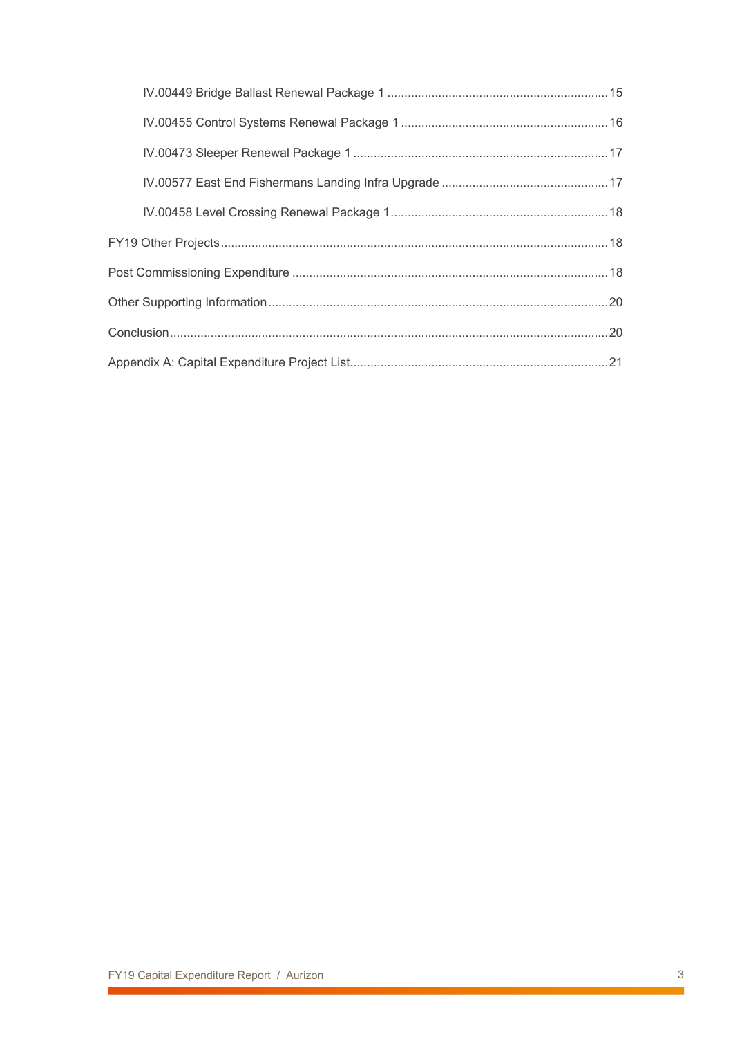IV.00449 Bridge Ballast Renewal Package 1 ..... 15

IV.00455 Control Systems Renewal Package 1 ..... 16

IV.00473 Sleeper Renewal Package 1 ..... 17

IV.00577 East End Fishermans Landing Infra Upgrade ..... 17

IV.00458 Level Crossing Renewal Package 1 ..... 18

FY19 Other Projects ..... 18

Post Commissioning Expenditure ..... 18

Other Supporting Information ..... 20

Conclusion ..... 20

Appendix A: Capital Expenditure Project List ..... 21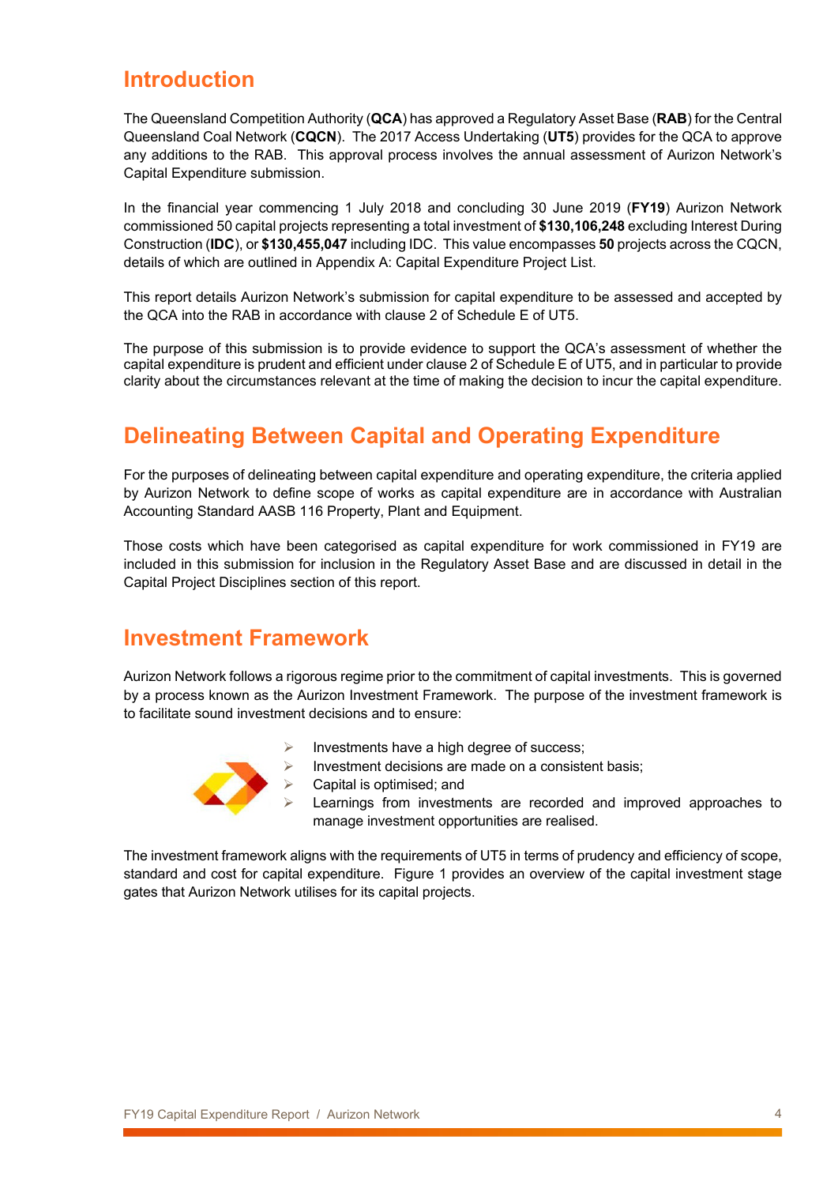## Introduction

The Queensland Competition Authority (**QCA**) has approved a Regulatory Asset Base (**RAB**) for the Central Queensland Coal Network (**CQCN**). The 2017 Access Undertaking (**UT5**) provides for the QCA to approve any additions to the RAB. This approval process involves the annual assessment of Aurizon Network's Capital Expenditure submission.

In the financial year commencing 1 July 2018 and concluding 30 June 2019 (**FY19**) Aurizon Network commissioned 50 capital projects representing a total investment of **$130,106,248** excluding Interest During Construction (**IDC**), or **$130,455,047** including IDC. This value encompasses **50** projects across the CQCN, details of which are outlined in Appendix A: Capital Expenditure Project List.

This report details Aurizon Network's submission for capital expenditure to be assessed and accepted by the QCA into the RAB in accordance with clause 2 of Schedule E of UT5.

The purpose of this submission is to provide evidence to support the QCA's assessment of whether the capital expenditure is prudent and efficient under clause 2 of Schedule E of UT5, and in particular to provide clarity about the circumstances relevant at the time of making the decision to incur the capital expenditure.

## Delineating Between Capital and Operating Expenditure

For the purposes of delineating between capital expenditure and operating expenditure, the criteria applied by Aurizon Network to define scope of works as capital expenditure are in accordance with Australian Accounting Standard AASB 116 Property, Plant and Equipment.

Those costs which have been categorised as capital expenditure for work commissioned in FY19 are included in this submission for inclusion in the Regulatory Asset Base and are discussed in detail in the Capital Project Disciplines section of this report.

## Investment Framework

Aurizon Network follows a rigorous regime prior to the commitment of capital investments. This is governed by a process known as the Aurizon Investment Framework. The purpose of the investment framework is to facilitate sound investment decisions and to ensure:

- Investments have a high degree of success;
- Investment decisions are made on a consistent basis;
- Capital is optimised; and
- Learnings from investments are recorded and improved approaches to manage investment opportunities are realised.

The investment framework aligns with the requirements of UT5 in terms of prudency and efficiency of scope, standard and cost for capital expenditure. Figure 1 provides an overview of the capital investment stage gates that Aurizon Network utilises for its capital projects.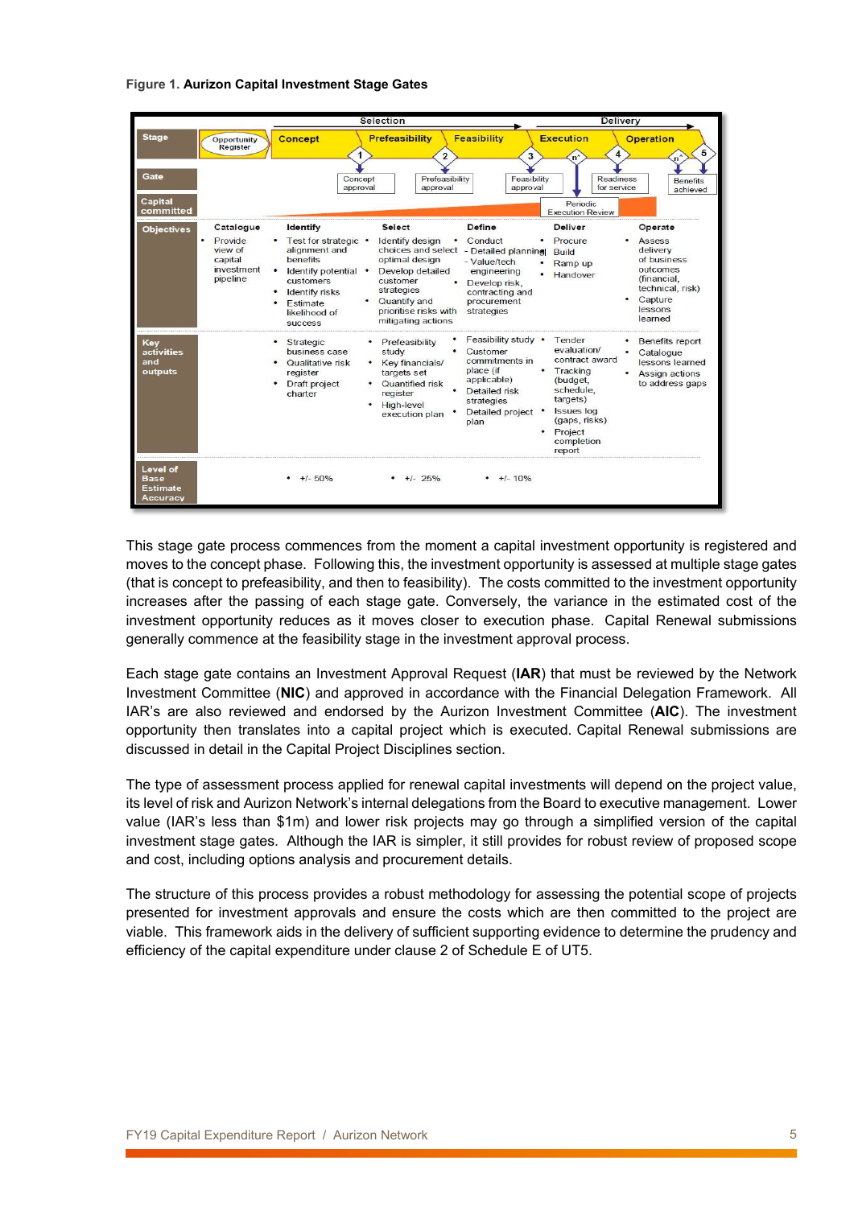**Figure 1. Aurizon Capital Investment Stage Gates**

| Stage | Opportunity Register | Concept | Prefeasibility | Feasibility | Execution | Operation |
|---|---|---|---|---|---|---|
| Gate | | 1 Concept approval | 2 Prefeasibility approval | 3 Feasibility approval | n* Periodic Execution Review; 4 Readiness for service | n* ; 5 Benefits achieved |
| Capital committed | | | | | | |
| Objectives | **Catalogue** • Provide view of capital investment pipeline | **Identify** • Test for strategic alignment and benefits • Identify potential customers • Identify risks • Estimate likelihood of success | **Select** • Identify design choices and select optimal design • Develop detailed customer strategies • Quantify and prioritise risks with mitigating actions | **Define** • Conduct - Detailed planning - Value/tech engineering • Develop risk, contracting and procurement strategies | **Deliver** • Procure • Build • Ramp up • Handover | **Operate** • Assess delivery of business outcomes (financial, technical, risk) • Capture lessons learned |
| Key activities and outputs | | • Strategic business case • Qualitative risk register • Draft project charter | • Prefeasibility study • Key financials/ targets set • Quantified risk register • High-level execution plan | • Feasibility study • Customer commitments in place (if applicable) • Detailed risk strategies • Detailed project plan | • Tender evaluation/ contract award • Tracking (budget, schedule, targets) • Issues log (gaps, risks) • Project completion report | • Benefits report • Catalogue lessons learned • Assign actions to address gaps |
| Level of Base Estimate Accuracy | | • +/- 50% | • +/- 25% | • +/- 10% | | |

(Selection: Concept to Feasibility; Delivery: Execution to Operation)

This stage gate process commences from the moment a capital investment opportunity is registered and moves to the concept phase. Following this, the investment opportunity is assessed at multiple stage gates (that is concept to prefeasibility, and then to feasibility). The costs committed to the investment opportunity increases after the passing of each stage gate. Conversely, the variance in the estimated cost of the investment opportunity reduces as it moves closer to execution phase. Capital Renewal submissions generally commence at the feasibility stage in the investment approval process.

Each stage gate contains an Investment Approval Request (**IAR**) that must be reviewed by the Network Investment Committee (**NIC**) and approved in accordance with the Financial Delegation Framework. All IAR's are also reviewed and endorsed by the Aurizon Investment Committee (**AIC**). The investment opportunity then translates into a capital project which is executed. Capital Renewal submissions are discussed in detail in the Capital Project Disciplines section.

The type of assessment process applied for renewal capital investments will depend on the project value, its level of risk and Aurizon Network's internal delegations from the Board to executive management. Lower value (IAR's less than $1m) and lower risk projects may go through a simplified version of the capital investment stage gates. Although the IAR is simpler, it still provides for robust review of proposed scope and cost, including options analysis and procurement details.

The structure of this process provides a robust methodology for assessing the potential scope of projects presented for investment approvals and ensure the costs which are then committed to the project are viable. This framework aids in the delivery of sufficient supporting evidence to determine the prudency and efficiency of the capital expenditure under clause 2 of Schedule E of UT5.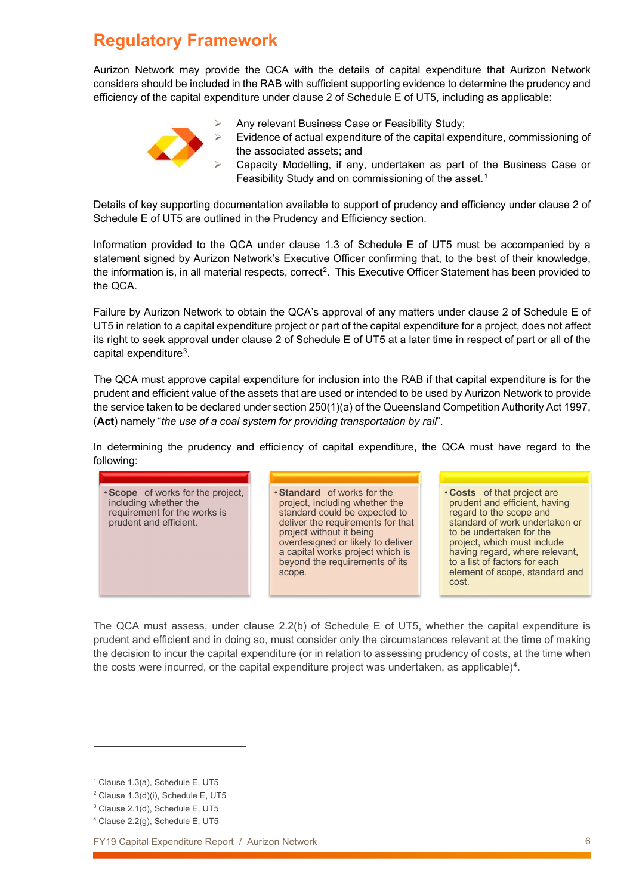## Regulatory Framework

Aurizon Network may provide the QCA with the details of capital expenditure that Aurizon Network considers should be included in the RAB with sufficient supporting evidence to determine the prudency and efficiency of the capital expenditure under clause 2 of Schedule E of UT5, including as applicable:

- Any relevant Business Case or Feasibility Study;
- Evidence of actual expenditure of the capital expenditure, commissioning of the associated assets; and
- Capacity Modelling, if any, undertaken as part of the Business Case or Feasibility Study and on commissioning of the asset.[1]

Details of key supporting documentation available to support of prudency and efficiency under clause 2 of Schedule E of UT5 are outlined in the Prudency and Efficiency section.

Information provided to the QCA under clause 1.3 of Schedule E of UT5 must be accompanied by a statement signed by Aurizon Network's Executive Officer confirming that, to the best of their knowledge, the information is, in all material respects, correct[2]. This Executive Officer Statement has been provided to the QCA.

Failure by Aurizon Network to obtain the QCA's approval of any matters under clause 2 of Schedule E of UT5 in relation to a capital expenditure project or part of the capital expenditure for a project, does not affect its right to seek approval under clause 2 of Schedule E of UT5 at a later time in respect of part or all of the capital expenditure[3].

The QCA must approve capital expenditure for inclusion into the RAB if that capital expenditure is for the prudent and efficient value of the assets that are used or intended to be used by Aurizon Network to provide the service taken to be declared under section 250(1)(a) of the Queensland Competition Authority Act 1997, (**Act**) namely "*the use of a coal system for providing transportation by rail*".

In determining the prudency and efficiency of capital expenditure, the QCA must have regard to the following:

- **Scope** of works for the project, including whether the requirement for the works is prudent and efficient.
- **Standard** of works for the project, including whether the standard could be expected to deliver the requirements for that project without it being overdesigned or likely to deliver a capital works project which is beyond the requirements of its scope.
- **Costs** of that project are prudent and efficient, having regard to the scope and standard of work undertaken or to be undertaken for the project, which must include having regard, where relevant, to a list of factors for each element of scope, standard and cost.

The QCA must assess, under clause 2.2(b) of Schedule E of UT5, whether the capital expenditure is prudent and efficient and in doing so, must consider only the circumstances relevant at the time of making the decision to incur the capital expenditure (or in relation to assessing prudency of costs, at the time when the costs were incurred, or the capital expenditure project was undertaken, as applicable)[4].

---

[1] Clause 1.3(a), Schedule E, UT5

[2] Clause 1.3(d)(i), Schedule E, UT5

[3] Clause 2.1(d), Schedule E, UT5

[4] Clause 2.2(g), Schedule E, UT5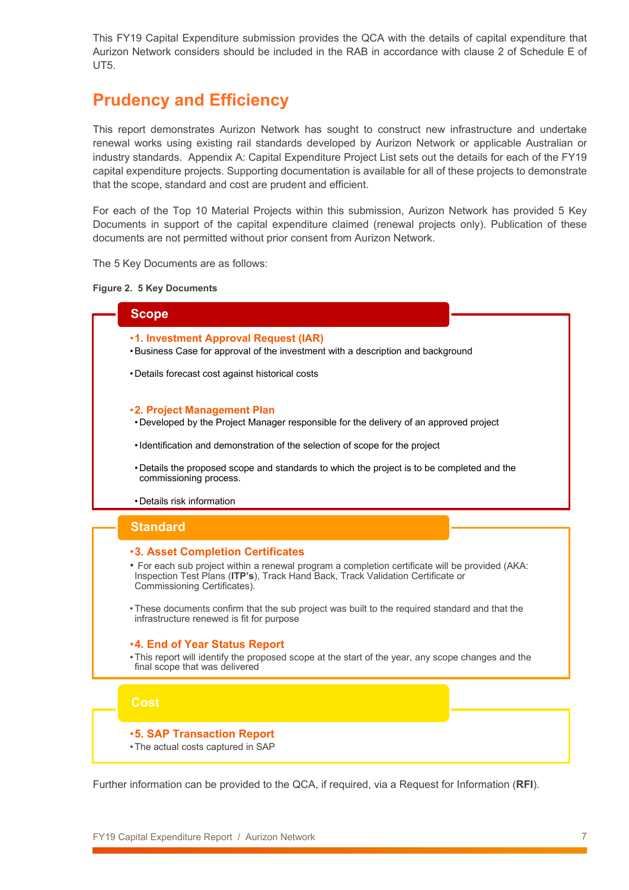This FY19 Capital Expenditure submission provides the QCA with the details of capital expenditure that Aurizon Network considers should be included in the RAB in accordance with clause 2 of Schedule E of UT5.

## Prudency and Efficiency

This report demonstrates Aurizon Network has sought to construct new infrastructure and undertake renewal works using existing rail standards developed by Aurizon Network or applicable Australian or industry standards. Appendix A: Capital Expenditure Project List sets out the details for each of the FY19 capital expenditure projects. Supporting documentation is available for all of these projects to demonstrate that the scope, standard and cost are prudent and efficient.

For each of the Top 10 Material Projects within this submission, Aurizon Network has provided 5 Key Documents in support of the capital expenditure claimed (renewal projects only). Publication of these documents are not permitted without prior consent from Aurizon Network.

The 5 Key Documents are as follows:

**Figure 2. 5 Key Documents**

### Scope

- **1. Investment Approval Request (IAR)**
  - Business Case for approval of the investment with a description and background
  - Details forecast cost against historical costs
- **2. Project Management Plan**
  - Developed by the Project Manager responsible for the delivery of an approved project
  - Identification and demonstration of the selection of scope for the project
  - Details the proposed scope and standards to which the project is to be completed and the commissioning process.
  - Details risk information

### Standard

- **3. Asset Completion Certificates**
  - For each sub project within a renewal program a completion certificate will be provided (AKA: Inspection Test Plans (**ITP's**), Track Hand Back, Track Validation Certificate or Commissioning Certificates).
  - These documents confirm that the sub project was built to the required standard and that the infrastructure renewed is fit for purpose
- **4. End of Year Status Report**
  - This report will identify the proposed scope at the start of the year, any scope changes and the final scope that was delivered

### Cost

- **5. SAP Transaction Report**
  - The actual costs captured in SAP

Further information can be provided to the QCA, if required, via a Request for Information (**RFI**).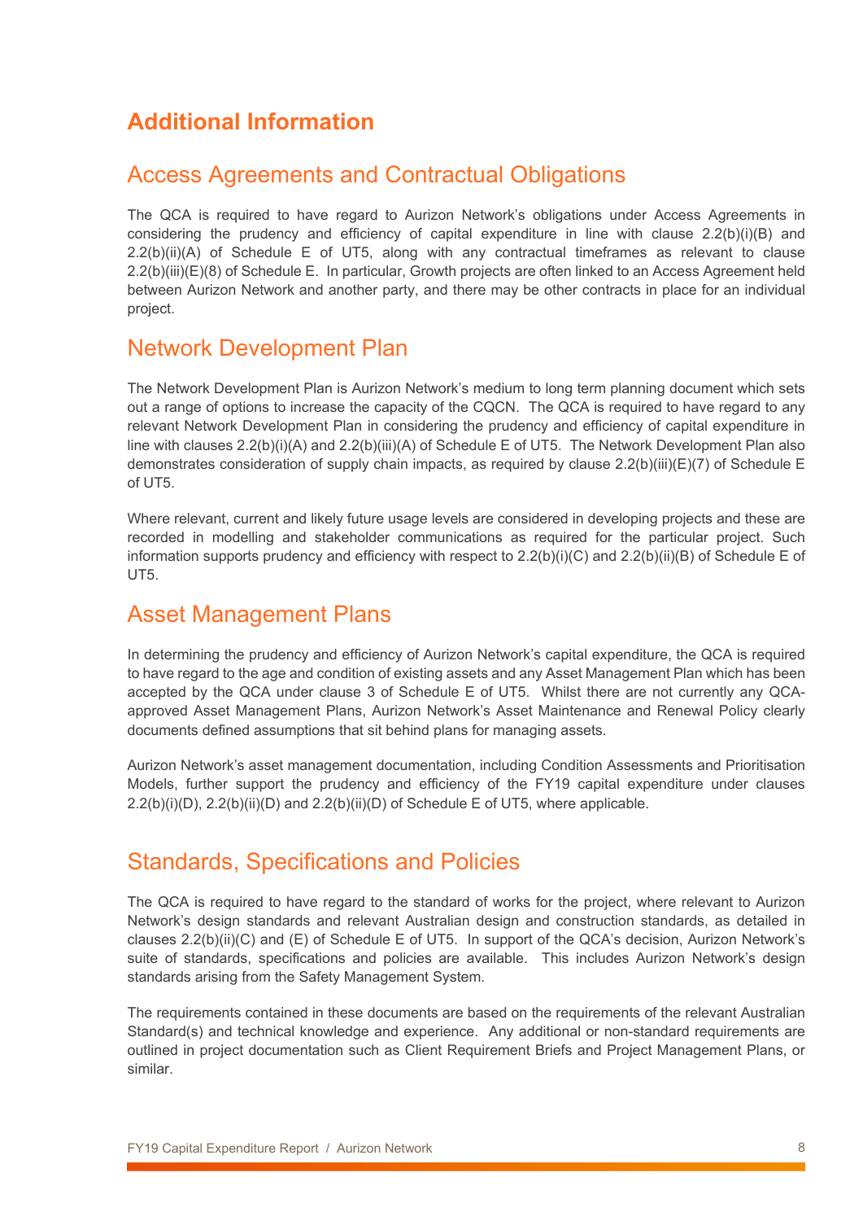# Additional Information

## Access Agreements and Contractual Obligations

The QCA is required to have regard to Aurizon Network's obligations under Access Agreements in considering the prudency and efficiency of capital expenditure in line with clause 2.2(b)(i)(B) and 2.2(b)(ii)(A) of Schedule E of UT5, along with any contractual timeframes as relevant to clause 2.2(b)(iii)(E)(8) of Schedule E. In particular, Growth projects are often linked to an Access Agreement held between Aurizon Network and another party, and there may be other contracts in place for an individual project.

## Network Development Plan

The Network Development Plan is Aurizon Network's medium to long term planning document which sets out a range of options to increase the capacity of the CQCN. The QCA is required to have regard to any relevant Network Development Plan in considering the prudency and efficiency of capital expenditure in line with clauses 2.2(b)(i)(A) and 2.2(b)(iii)(A) of Schedule E of UT5. The Network Development Plan also demonstrates consideration of supply chain impacts, as required by clause 2.2(b)(iii)(E)(7) of Schedule E of UT5.

Where relevant, current and likely future usage levels are considered in developing projects and these are recorded in modelling and stakeholder communications as required for the particular project. Such information supports prudency and efficiency with respect to 2.2(b)(i)(C) and 2.2(b)(ii)(B) of Schedule E of UT5.

## Asset Management Plans

In determining the prudency and efficiency of Aurizon Network's capital expenditure, the QCA is required to have regard to the age and condition of existing assets and any Asset Management Plan which has been accepted by the QCA under clause 3 of Schedule E of UT5. Whilst there are not currently any QCA-approved Asset Management Plans, Aurizon Network's Asset Maintenance and Renewal Policy clearly documents defined assumptions that sit behind plans for managing assets.

Aurizon Network's asset management documentation, including Condition Assessments and Prioritisation Models, further support the prudency and efficiency of the FY19 capital expenditure under clauses 2.2(b)(i)(D), 2.2(b)(ii)(D) and 2.2(b)(ii)(D) of Schedule E of UT5, where applicable.

## Standards, Specifications and Policies

The QCA is required to have regard to the standard of works for the project, where relevant to Aurizon Network's design standards and relevant Australian design and construction standards, as detailed in clauses 2.2(b)(ii)(C) and (E) of Schedule E of UT5. In support of the QCA's decision, Aurizon Network's suite of standards, specifications and policies are available. This includes Aurizon Network's design standards arising from the Safety Management System.

The requirements contained in these documents are based on the requirements of the relevant Australian Standard(s) and technical knowledge and experience. Any additional or non-standard requirements are outlined in project documentation such as Client Requirement Briefs and Project Management Plans, or similar.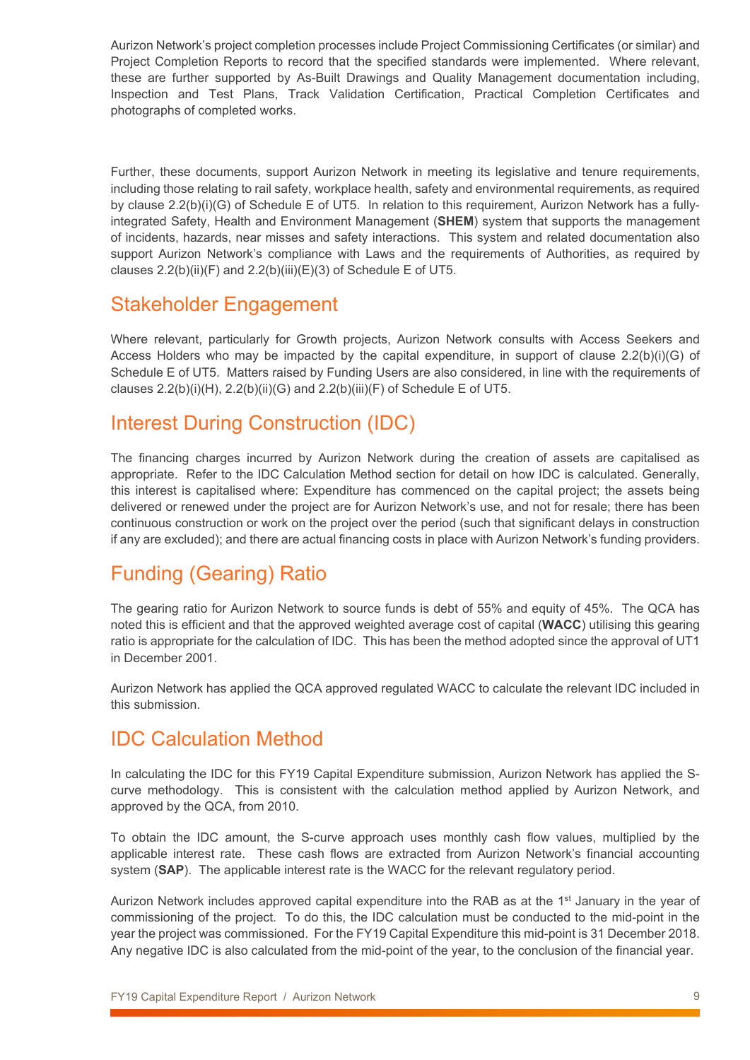Aurizon Network's project completion processes include Project Commissioning Certificates (or similar) and Project Completion Reports to record that the specified standards were implemented. Where relevant, these are further supported by As-Built Drawings and Quality Management documentation including, Inspection and Test Plans, Track Validation Certification, Practical Completion Certificates and photographs of completed works.

Further, these documents, support Aurizon Network in meeting its legislative and tenure requirements, including those relating to rail safety, workplace health, safety and environmental requirements, as required by clause 2.2(b)(i)(G) of Schedule E of UT5. In relation to this requirement, Aurizon Network has a fully-integrated Safety, Health and Environment Management (**SHEM**) system that supports the management of incidents, hazards, near misses and safety interactions. This system and related documentation also support Aurizon Network's compliance with Laws and the requirements of Authorities, as required by clauses 2.2(b)(ii)(F) and 2.2(b)(iii)(E)(3) of Schedule E of UT5.

## Stakeholder Engagement

Where relevant, particularly for Growth projects, Aurizon Network consults with Access Seekers and Access Holders who may be impacted by the capital expenditure, in support of clause 2.2(b)(i)(G) of Schedule E of UT5. Matters raised by Funding Users are also considered, in line with the requirements of clauses 2.2(b)(i)(H), 2.2(b)(ii)(G) and 2.2(b)(iii)(F) of Schedule E of UT5.

## Interest During Construction (IDC)

The financing charges incurred by Aurizon Network during the creation of assets are capitalised as appropriate. Refer to the IDC Calculation Method section for detail on how IDC is calculated. Generally, this interest is capitalised where: Expenditure has commenced on the capital project; the assets being delivered or renewed under the project are for Aurizon Network's use, and not for resale; there has been continuous construction or work on the project over the period (such that significant delays in construction if any are excluded); and there are actual financing costs in place with Aurizon Network's funding providers.

## Funding (Gearing) Ratio

The gearing ratio for Aurizon Network to source funds is debt of 55% and equity of 45%. The QCA has noted this is efficient and that the approved weighted average cost of capital (**WACC**) utilising this gearing ratio is appropriate for the calculation of IDC. This has been the method adopted since the approval of UT1 in December 2001.

Aurizon Network has applied the QCA approved regulated WACC to calculate the relevant IDC included in this submission.

## IDC Calculation Method

In calculating the IDC for this FY19 Capital Expenditure submission, Aurizon Network has applied the S-curve methodology. This is consistent with the calculation method applied by Aurizon Network, and approved by the QCA, from 2010.

To obtain the IDC amount, the S-curve approach uses monthly cash flow values, multiplied by the applicable interest rate. These cash flows are extracted from Aurizon Network's financial accounting system (**SAP**). The applicable interest rate is the WACC for the relevant regulatory period.

Aurizon Network includes approved capital expenditure into the RAB as at the 1st January in the year of commissioning of the project. To do this, the IDC calculation must be conducted to the mid-point in the year the project was commissioned. For the FY19 Capital Expenditure this mid-point is 31 December 2018. Any negative IDC is also calculated from the mid-point of the year, to the conclusion of the financial year.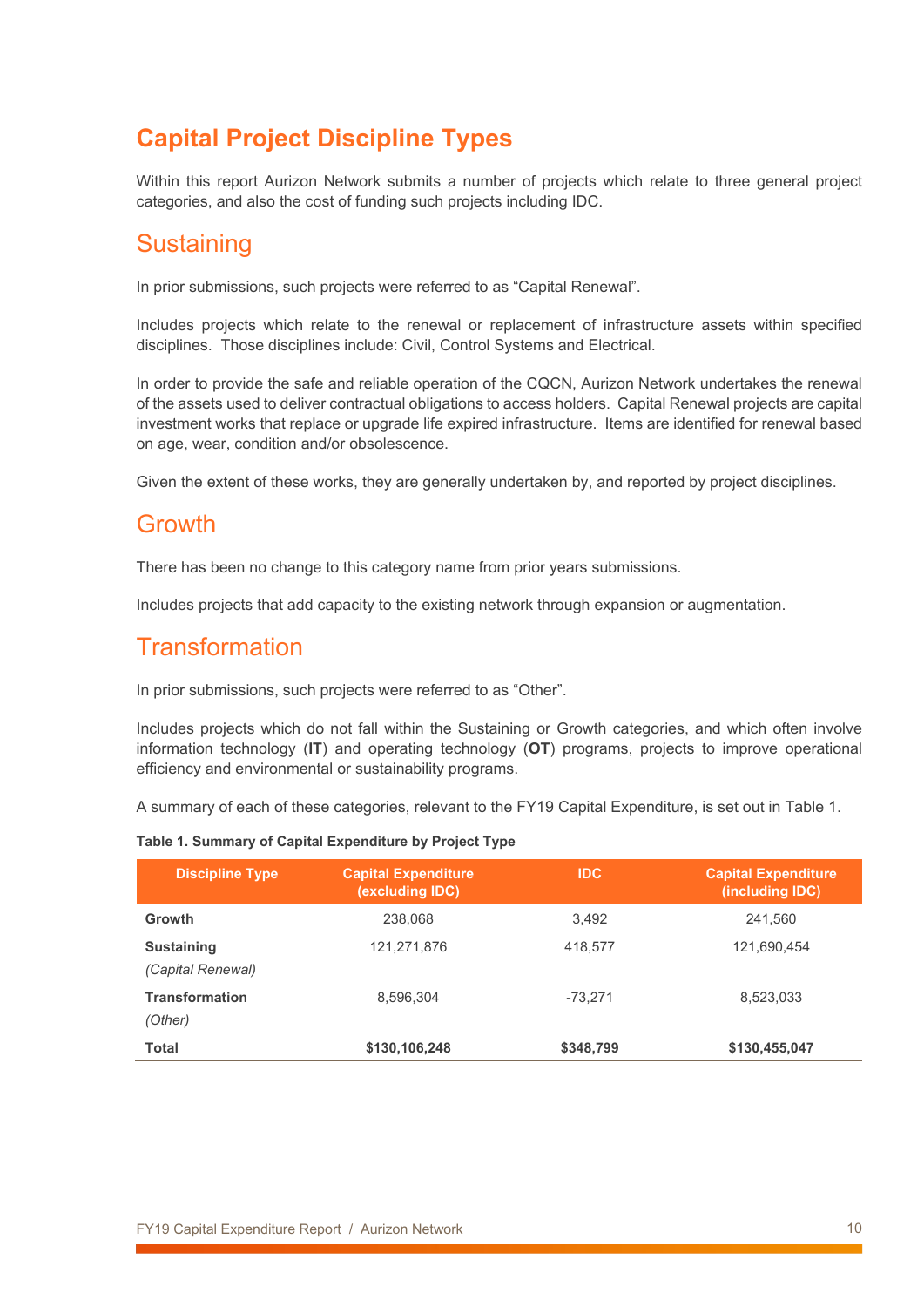# Capital Project Discipline Types

Within this report Aurizon Network submits a number of projects which relate to three general project categories, and also the cost of funding such projects including IDC.

## Sustaining

In prior submissions, such projects were referred to as “Capital Renewal”.

Includes projects which relate to the renewal or replacement of infrastructure assets within specified disciplines. Those disciplines include: Civil, Control Systems and Electrical.

In order to provide the safe and reliable operation of the CQCN, Aurizon Network undertakes the renewal of the assets used to deliver contractual obligations to access holders. Capital Renewal projects are capital investment works that replace or upgrade life expired infrastructure. Items are identified for renewal based on age, wear, condition and/or obsolescence.

Given the extent of these works, they are generally undertaken by, and reported by project disciplines.

## Growth

There has been no change to this category name from prior years submissions.

Includes projects that add capacity to the existing network through expansion or augmentation.

## Transformation

In prior submissions, such projects were referred to as “Other”.

Includes projects which do not fall within the Sustaining or Growth categories, and which often involve information technology (**IT**) and operating technology (**OT**) programs, projects to improve operational efficiency and environmental or sustainability programs.

A summary of each of these categories, relevant to the FY19 Capital Expenditure, is set out in Table 1.

**Table 1. Summary of Capital Expenditure by Project Type**

| Discipline Type | Capital Expenditure (excluding IDC) | IDC | Capital Expenditure (including IDC) |
|---|---|---|---|
| **Growth** | 238,068 | 3,492 | 241,560 |
| **Sustaining** *(Capital Renewal)* | 121,271,876 | 418,577 | 121,690,454 |
| **Transformation** *(Other)* | 8,596,304 | -73,271 | 8,523,033 |
| **Total** | **$130,106,248** | **$348,799** | **$130,455,047** |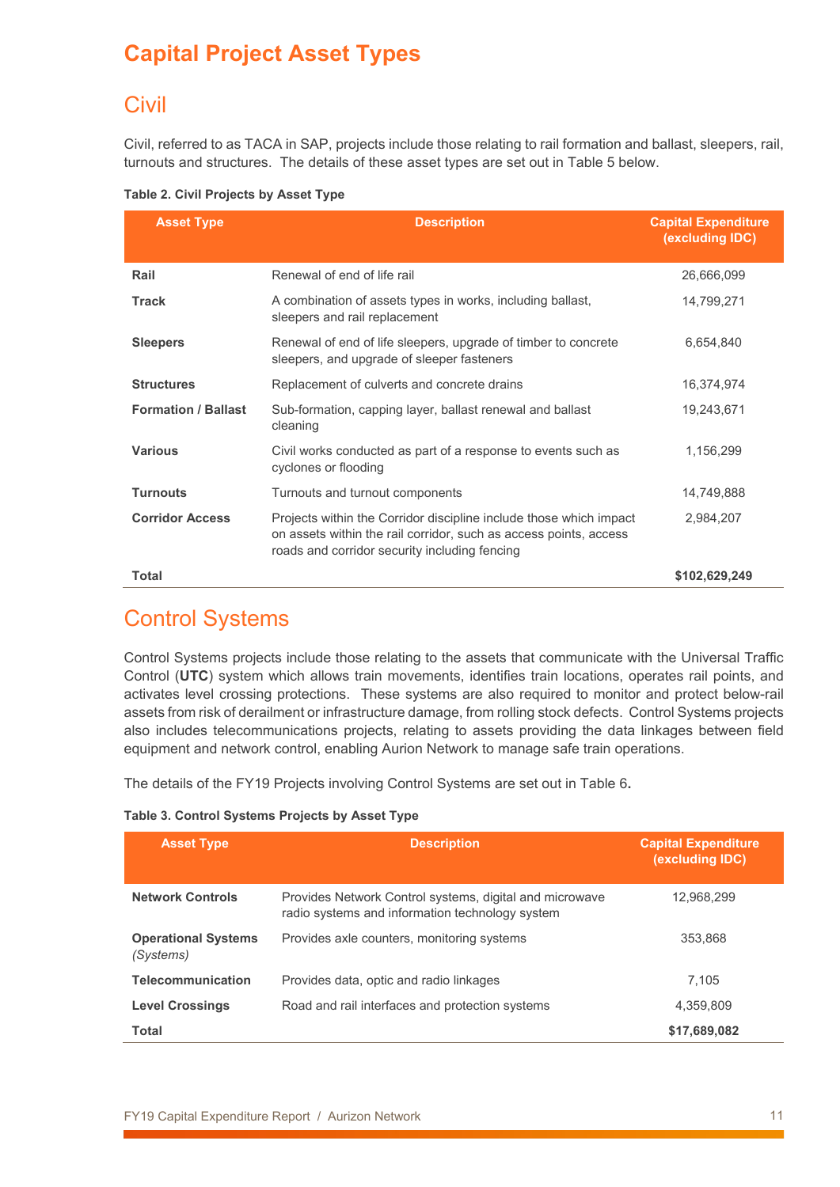# Capital Project Asset Types

## Civil

Civil, referred to as TACA in SAP, projects include those relating to rail formation and ballast, sleepers, rail, turnouts and structures. The details of these asset types are set out in Table 5 below.

**Table 2. Civil Projects by Asset Type**

| Asset Type | Description | Capital Expenditure (excluding IDC) |
|---|---|---|
| **Rail** | Renewal of end of life rail | 26,666,099 |
| **Track** | A combination of assets types in works, including ballast, sleepers and rail replacement | 14,799,271 |
| **Sleepers** | Renewal of end of life sleepers, upgrade of timber to concrete sleepers, and upgrade of sleeper fasteners | 6,654,840 |
| **Structures** | Replacement of culverts and concrete drains | 16,374,974 |
| **Formation / Ballast** | Sub-formation, capping layer, ballast renewal and ballast cleaning | 19,243,671 |
| **Various** | Civil works conducted as part of a response to events such as cyclones or flooding | 1,156,299 |
| **Turnouts** | Turnouts and turnout components | 14,749,888 |
| **Corridor Access** | Projects within the Corridor discipline include those which impact on assets within the rail corridor, such as access points, access roads and corridor security including fencing | 2,984,207 |
| **Total** | | **$102,629,249** |

## Control Systems

Control Systems projects include those relating to the assets that communicate with the Universal Traffic Control (**UTC**) system which allows train movements, identifies train locations, operates rail points, and activates level crossing protections. These systems are also required to monitor and protect below-rail assets from risk of derailment or infrastructure damage, from rolling stock defects. Control Systems projects also includes telecommunications projects, relating to assets providing the data linkages between field equipment and network control, enabling Aurion Network to manage safe train operations.

The details of the FY19 Projects involving Control Systems are set out in Table 6**.**

**Table 3. Control Systems Projects by Asset Type**

| Asset Type | Description | Capital Expenditure (excluding IDC) |
|---|---|---|
| **Network Controls** | Provides Network Control systems, digital and microwave radio systems and information technology system | 12,968,299 |
| **Operational Systems** *(Systems)* | Provides axle counters, monitoring systems | 353,868 |
| **Telecommunication** | Provides data, optic and radio linkages | 7,105 |
| **Level Crossings** | Road and rail interfaces and protection systems | 4,359,809 |
| **Total** | | **$17,689,082** |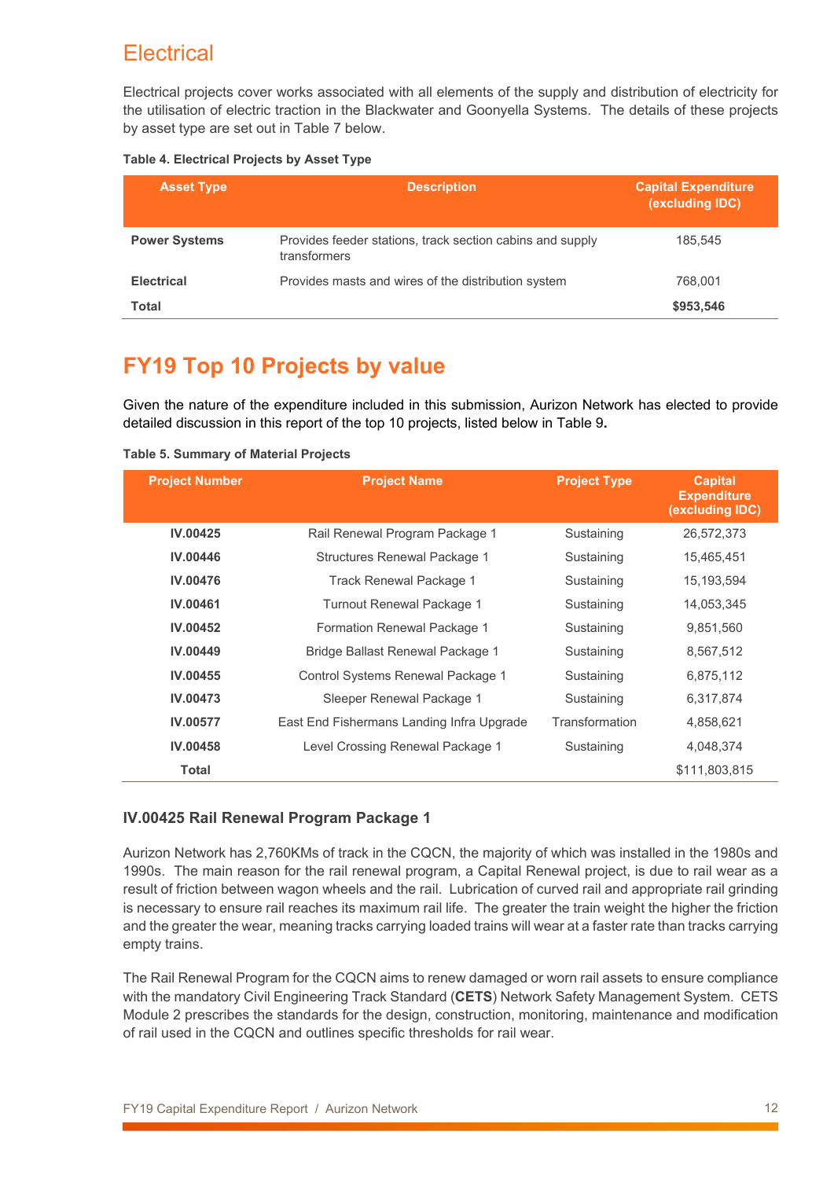## Electrical

Electrical projects cover works associated with all elements of the supply and distribution of electricity for the utilisation of electric traction in the Blackwater and Goonyella Systems. The details of these projects by asset type are set out in Table 7 below.

**Table 4. Electrical Projects by Asset Type**

| Asset Type | Description | Capital Expenditure (excluding IDC) |
|---|---|---|
| **Power Systems** | Provides feeder stations, track section cabins and supply transformers | 185,545 |
| **Electrical** | Provides masts and wires of the distribution system | 768,001 |
| **Total** | | **$953,546** |

## FY19 Top 10 Projects by value

Given the nature of the expenditure included in this submission, Aurizon Network has elected to provide detailed discussion in this report of the top 10 projects, listed below in Table 9**.**

**Table 5. Summary of Material Projects**

| Project Number | Project Name | Project Type | Capital Expenditure (excluding IDC) |
|---|---|---|---|
| **IV.00425** | Rail Renewal Program Package 1 | Sustaining | 26,572,373 |
| **IV.00446** | Structures Renewal Package 1 | Sustaining | 15,465,451 |
| **IV.00476** | Track Renewal Package 1 | Sustaining | 15,193,594 |
| **IV.00461** | Turnout Renewal Package 1 | Sustaining | 14,053,345 |
| **IV.00452** | Formation Renewal Package 1 | Sustaining | 9,851,560 |
| **IV.00449** | Bridge Ballast Renewal Package 1 | Sustaining | 8,567,512 |
| **IV.00455** | Control Systems Renewal Package 1 | Sustaining | 6,875,112 |
| **IV.00473** | Sleeper Renewal Package 1 | Sustaining | 6,317,874 |
| **IV.00577** | East End Fishermans Landing Infra Upgrade | Transformation | 4,858,621 |
| **IV.00458** | Level Crossing Renewal Package 1 | Sustaining | 4,048,374 |
| **Total** | | | $111,803,815 |

### IV.00425 Rail Renewal Program Package 1

Aurizon Network has 2,760KMs of track in the CQCN, the majority of which was installed in the 1980s and 1990s. The main reason for the rail renewal program, a Capital Renewal project, is due to rail wear as a result of friction between wagon wheels and the rail. Lubrication of curved rail and appropriate rail grinding is necessary to ensure rail reaches its maximum rail life. The greater the train weight the higher the friction and the greater the wear, meaning tracks carrying loaded trains will wear at a faster rate than tracks carrying empty trains.

The Rail Renewal Program for the CQCN aims to renew damaged or worn rail assets to ensure compliance with the mandatory Civil Engineering Track Standard (**CETS**) Network Safety Management System. CETS Module 2 prescribes the standards for the design, construction, monitoring, maintenance and modification of rail used in the CQCN and outlines specific thresholds for rail wear.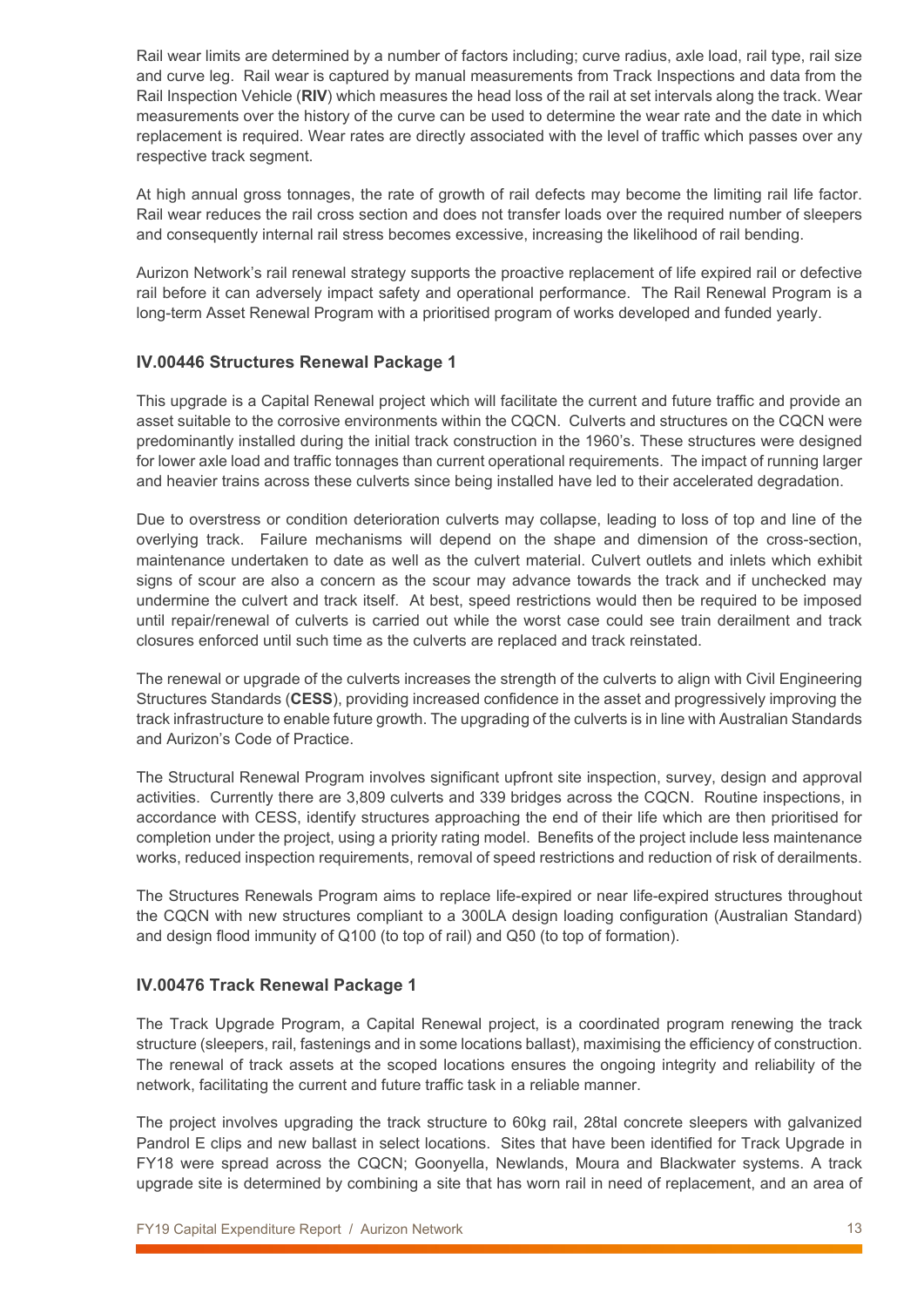Rail wear limits are determined by a number of factors including; curve radius, axle load, rail type, rail size and curve leg. Rail wear is captured by manual measurements from Track Inspections and data from the Rail Inspection Vehicle (**RIV**) which measures the head loss of the rail at set intervals along the track. Wear measurements over the history of the curve can be used to determine the wear rate and the date in which replacement is required. Wear rates are directly associated with the level of traffic which passes over any respective track segment.

At high annual gross tonnages, the rate of growth of rail defects may become the limiting rail life factor. Rail wear reduces the rail cross section and does not transfer loads over the required number of sleepers and consequently internal rail stress becomes excessive, increasing the likelihood of rail bending.

Aurizon Network's rail renewal strategy supports the proactive replacement of life expired rail or defective rail before it can adversely impact safety and operational performance. The Rail Renewal Program is a long-term Asset Renewal Program with a prioritised program of works developed and funded yearly.

### IV.00446 Structures Renewal Package 1

This upgrade is a Capital Renewal project which will facilitate the current and future traffic and provide an asset suitable to the corrosive environments within the CQCN. Culverts and structures on the CQCN were predominantly installed during the initial track construction in the 1960's. These structures were designed for lower axle load and traffic tonnages than current operational requirements. The impact of running larger and heavier trains across these culverts since being installed have led to their accelerated degradation.

Due to overstress or condition deterioration culverts may collapse, leading to loss of top and line of the overlying track. Failure mechanisms will depend on the shape and dimension of the cross-section, maintenance undertaken to date as well as the culvert material. Culvert outlets and inlets which exhibit signs of scour are also a concern as the scour may advance towards the track and if unchecked may undermine the culvert and track itself. At best, speed restrictions would then be required to be imposed until repair/renewal of culverts is carried out while the worst case could see train derailment and track closures enforced until such time as the culverts are replaced and track reinstated.

The renewal or upgrade of the culverts increases the strength of the culverts to align with Civil Engineering Structures Standards (**CESS**), providing increased confidence in the asset and progressively improving the track infrastructure to enable future growth. The upgrading of the culverts is in line with Australian Standards and Aurizon's Code of Practice.

The Structural Renewal Program involves significant upfront site inspection, survey, design and approval activities. Currently there are 3,809 culverts and 339 bridges across the CQCN. Routine inspections, in accordance with CESS, identify structures approaching the end of their life which are then prioritised for completion under the project, using a priority rating model. Benefits of the project include less maintenance works, reduced inspection requirements, removal of speed restrictions and reduction of risk of derailments.

The Structures Renewals Program aims to replace life-expired or near life-expired structures throughout the CQCN with new structures compliant to a 300LA design loading configuration (Australian Standard) and design flood immunity of Q100 (to top of rail) and Q50 (to top of formation).

### IV.00476 Track Renewal Package 1

The Track Upgrade Program, a Capital Renewal project, is a coordinated program renewing the track structure (sleepers, rail, fastenings and in some locations ballast), maximising the efficiency of construction. The renewal of track assets at the scoped locations ensures the ongoing integrity and reliability of the network, facilitating the current and future traffic task in a reliable manner.

The project involves upgrading the track structure to 60kg rail, 28tal concrete sleepers with galvanized Pandrol E clips and new ballast in select locations. Sites that have been identified for Track Upgrade in FY18 were spread across the CQCN; Goonyella, Newlands, Moura and Blackwater systems. A track upgrade site is determined by combining a site that has worn rail in need of replacement, and an area of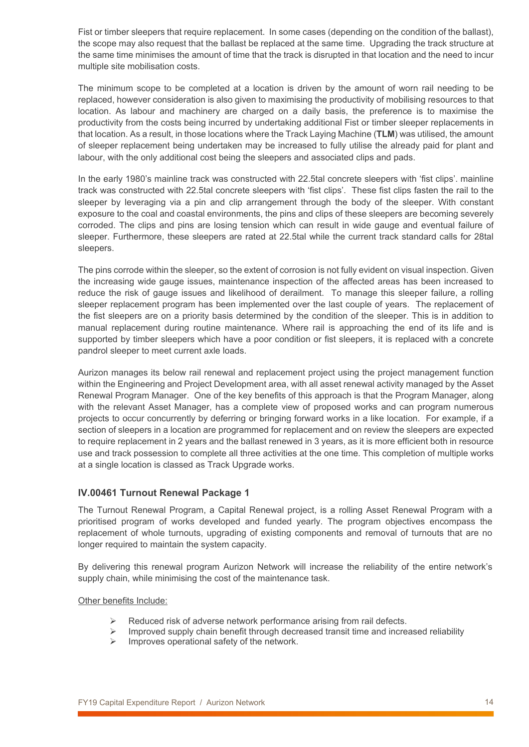Fist or timber sleepers that require replacement. In some cases (depending on the condition of the ballast), the scope may also request that the ballast be replaced at the same time. Upgrading the track structure at the same time minimises the amount of time that the track is disrupted in that location and the need to incur multiple site mobilisation costs.

The minimum scope to be completed at a location is driven by the amount of worn rail needing to be replaced, however consideration is also given to maximising the productivity of mobilising resources to that location. As labour and machinery are charged on a daily basis, the preference is to maximise the productivity from the costs being incurred by undertaking additional Fist or timber sleeper replacements in that location. As a result, in those locations where the Track Laying Machine (**TLM**) was utilised, the amount of sleeper replacement being undertaken may be increased to fully utilise the already paid for plant and labour, with the only additional cost being the sleepers and associated clips and pads.

In the early 1980's mainline track was constructed with 22.5tal concrete sleepers with 'fist clips'. mainline track was constructed with 22.5tal concrete sleepers with 'fist clips'. These fist clips fasten the rail to the sleeper by leveraging via a pin and clip arrangement through the body of the sleeper. With constant exposure to the coal and coastal environments, the pins and clips of these sleepers are becoming severely corroded. The clips and pins are losing tension which can result in wide gauge and eventual failure of sleeper. Furthermore, these sleepers are rated at 22.5tal while the current track standard calls for 28tal sleepers.

The pins corrode within the sleeper, so the extent of corrosion is not fully evident on visual inspection. Given the increasing wide gauge issues, maintenance inspection of the affected areas has been increased to reduce the risk of gauge issues and likelihood of derailment. To manage this sleeper failure, a rolling sleeper replacement program has been implemented over the last couple of years. The replacement of the fist sleepers are on a priority basis determined by the condition of the sleeper. This is in addition to manual replacement during routine maintenance. Where rail is approaching the end of its life and is supported by timber sleepers which have a poor condition or fist sleepers, it is replaced with a concrete pandrol sleeper to meet current axle loads.

Aurizon manages its below rail renewal and replacement project using the project management function within the Engineering and Project Development area, with all asset renewal activity managed by the Asset Renewal Program Manager. One of the key benefits of this approach is that the Program Manager, along with the relevant Asset Manager, has a complete view of proposed works and can program numerous projects to occur concurrently by deferring or bringing forward works in a like location. For example, if a section of sleepers in a location are programmed for replacement and on review the sleepers are expected to require replacement in 2 years and the ballast renewed in 3 years, as it is more efficient both in resource use and track possession to complete all three activities at the one time. This completion of multiple works at a single location is classed as Track Upgrade works.

### IV.00461 Turnout Renewal Package 1

The Turnout Renewal Program, a Capital Renewal project, is a rolling Asset Renewal Program with a prioritised program of works developed and funded yearly. The program objectives encompass the replacement of whole turnouts, upgrading of existing components and removal of turnouts that are no longer required to maintain the system capacity.

By delivering this renewal program Aurizon Network will increase the reliability of the entire network's supply chain, while minimising the cost of the maintenance task.

Other benefits Include:

- Reduced risk of adverse network performance arising from rail defects.
- Improved supply chain benefit through decreased transit time and increased reliability
- Improves operational safety of the network.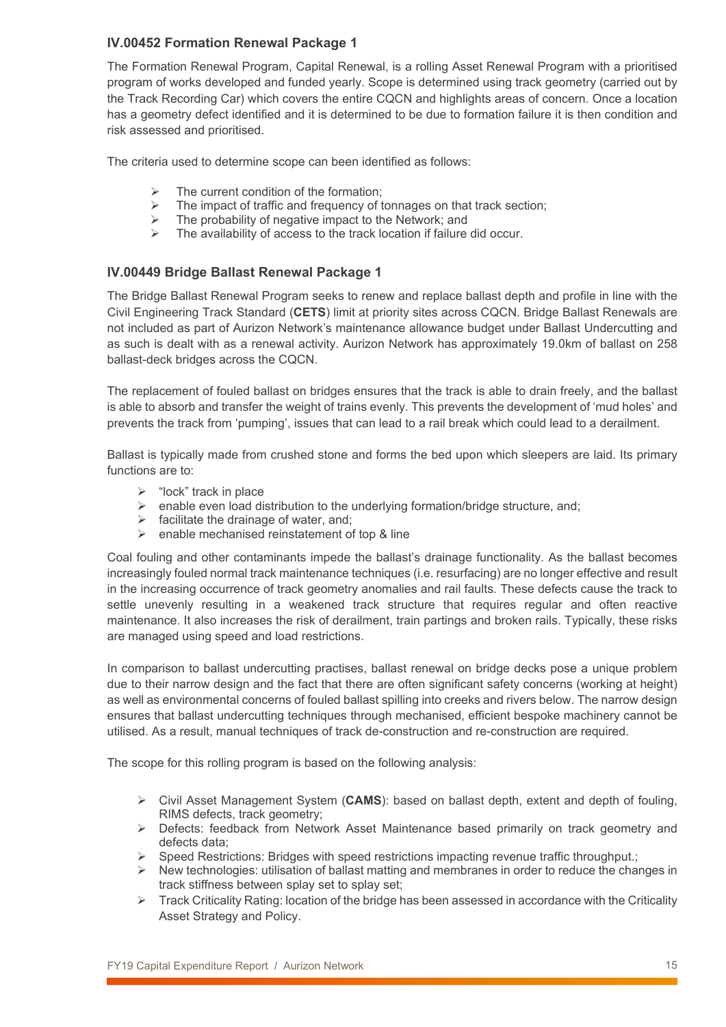### IV.00452 Formation Renewal Package 1

The Formation Renewal Program, Capital Renewal, is a rolling Asset Renewal Program with a prioritised program of works developed and funded yearly. Scope is determined using track geometry (carried out by the Track Recording Car) which covers the entire CQCN and highlights areas of concern. Once a location has a geometry defect identified and it is determined to be due to formation failure it is then condition and risk assessed and prioritised.

The criteria used to determine scope can been identified as follows:

- The current condition of the formation;
- The impact of traffic and frequency of tonnages on that track section;
- The probability of negative impact to the Network; and
- The availability of access to the track location if failure did occur.

### IV.00449 Bridge Ballast Renewal Package 1

The Bridge Ballast Renewal Program seeks to renew and replace ballast depth and profile in line with the Civil Engineering Track Standard (**CETS**) limit at priority sites across CQCN. Bridge Ballast Renewals are not included as part of Aurizon Network's maintenance allowance budget under Ballast Undercutting and as such is dealt with as a renewal activity. Aurizon Network has approximately 19.0km of ballast on 258 ballast-deck bridges across the CQCN.

The replacement of fouled ballast on bridges ensures that the track is able to drain freely, and the ballast is able to absorb and transfer the weight of trains evenly. This prevents the development of 'mud holes' and prevents the track from 'pumping', issues that can lead to a rail break which could lead to a derailment.

Ballast is typically made from crushed stone and forms the bed upon which sleepers are laid. Its primary functions are to:

- "lock" track in place
- enable even load distribution to the underlying formation/bridge structure, and;
- facilitate the drainage of water, and;
- enable mechanised reinstatement of top & line

Coal fouling and other contaminants impede the ballast's drainage functionality. As the ballast becomes increasingly fouled normal track maintenance techniques (i.e. resurfacing) are no longer effective and result in the increasing occurrence of track geometry anomalies and rail faults. These defects cause the track to settle unevenly resulting in a weakened track structure that requires regular and often reactive maintenance. It also increases the risk of derailment, train partings and broken rails. Typically, these risks are managed using speed and load restrictions.

In comparison to ballast undercutting practises, ballast renewal on bridge decks pose a unique problem due to their narrow design and the fact that there are often significant safety concerns (working at height) as well as environmental concerns of fouled ballast spilling into creeks and rivers below. The narrow design ensures that ballast undercutting techniques through mechanised, efficient bespoke machinery cannot be utilised. As a result, manual techniques of track de-construction and re-construction are required.

The scope for this rolling program is based on the following analysis:

- Civil Asset Management System (**CAMS**): based on ballast depth, extent and depth of fouling, RIMS defects, track geometry;
- Defects: feedback from Network Asset Maintenance based primarily on track geometry and defects data;
- Speed Restrictions: Bridges with speed restrictions impacting revenue traffic throughput.;
- New technologies: utilisation of ballast matting and membranes in order to reduce the changes in track stiffness between splay set to splay set;
- Track Criticality Rating: location of the bridge has been assessed in accordance with the Criticality Asset Strategy and Policy.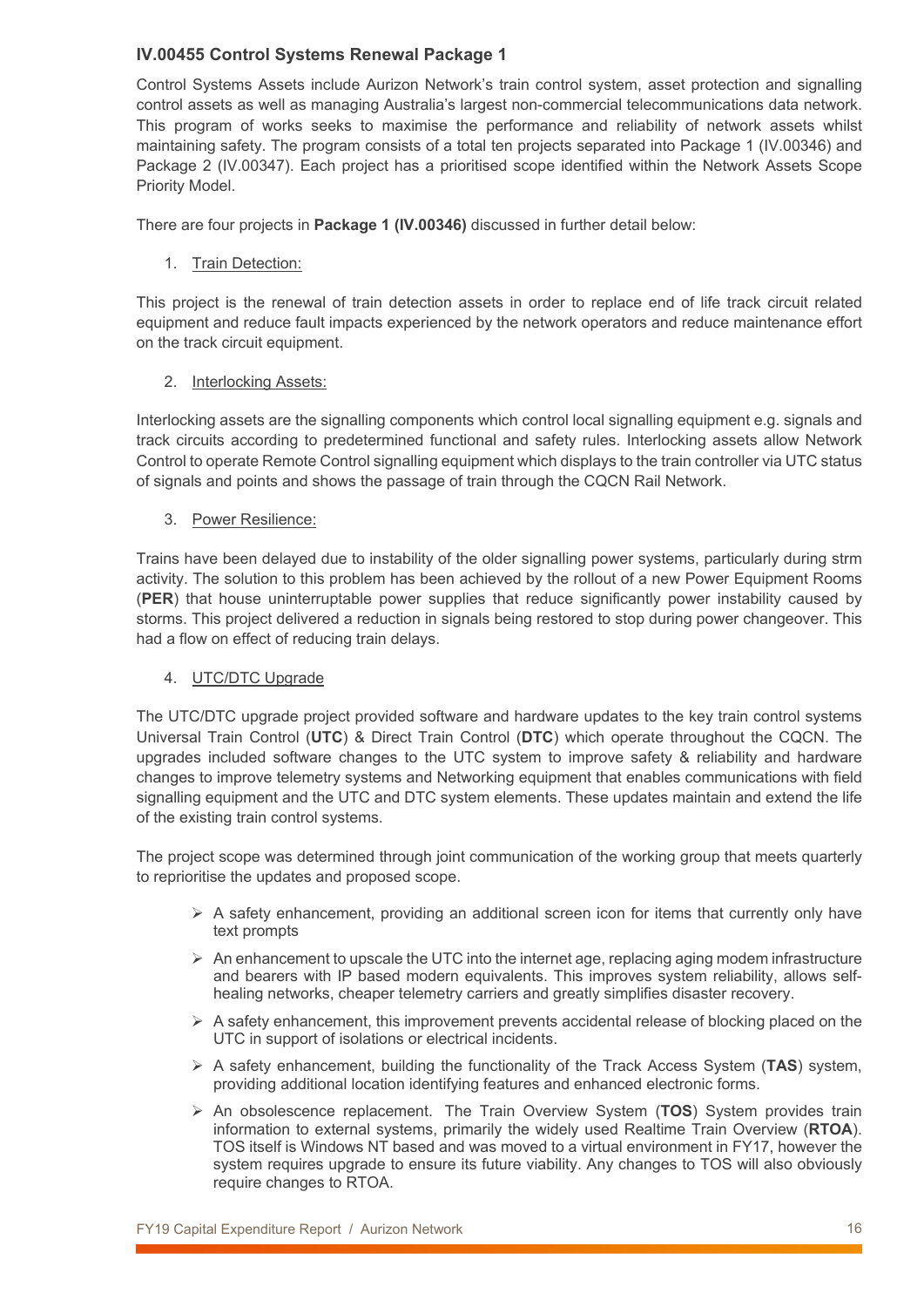### IV.00455 Control Systems Renewal Package 1

Control Systems Assets include Aurizon Network's train control system, asset protection and signalling control assets as well as managing Australia's largest non-commercial telecommunications data network. This program of works seeks to maximise the performance and reliability of network assets whilst maintaining safety. The program consists of a total ten projects separated into Package 1 (IV.00346) and Package 2 (IV.00347). Each project has a prioritised scope identified within the Network Assets Scope Priority Model.

There are four projects in **Package 1 (IV.00346)** discussed in further detail below:

1. Train Detection:

This project is the renewal of train detection assets in order to replace end of life track circuit related equipment and reduce fault impacts experienced by the network operators and reduce maintenance effort on the track circuit equipment.

2. Interlocking Assets:

Interlocking assets are the signalling components which control local signalling equipment e.g. signals and track circuits according to predetermined functional and safety rules. Interlocking assets allow Network Control to operate Remote Control signalling equipment which displays to the train controller via UTC status of signals and points and shows the passage of train through the CQCN Rail Network.

3. Power Resilience:

Trains have been delayed due to instability of the older signalling power systems, particularly during strm activity. The solution to this problem has been achieved by the rollout of a new Power Equipment Rooms (**PER**) that house uninterruptable power supplies that reduce significantly power instability caused by storms. This project delivered a reduction in signals being restored to stop during power changeover. This had a flow on effect of reducing train delays.

4. UTC/DTC Upgrade

The UTC/DTC upgrade project provided software and hardware updates to the key train control systems Universal Train Control (**UTC**) & Direct Train Control (**DTC**) which operate throughout the CQCN. The upgrades included software changes to the UTC system to improve safety & reliability and hardware changes to improve telemetry systems and Networking equipment that enables communications with field signalling equipment and the UTC and DTC system elements. These updates maintain and extend the life of the existing train control systems.

The project scope was determined through joint communication of the working group that meets quarterly to reprioritise the updates and proposed scope.

- A safety enhancement, providing an additional screen icon for items that currently only have text prompts
- An enhancement to upscale the UTC into the internet age, replacing aging modem infrastructure and bearers with IP based modern equivalents. This improves system reliability, allows self-healing networks, cheaper telemetry carriers and greatly simplifies disaster recovery.
- A safety enhancement, this improvement prevents accidental release of blocking placed on the UTC in support of isolations or electrical incidents.
- A safety enhancement, building the functionality of the Track Access System (**TAS**) system, providing additional location identifying features and enhanced electronic forms.
- An obsolescence replacement. The Train Overview System (**TOS**) System provides train information to external systems, primarily the widely used Realtime Train Overview (**RTOA**). TOS itself is Windows NT based and was moved to a virtual environment in FY17, however the system requires upgrade to ensure its future viability. Any changes to TOS will also obviously require changes to RTOA.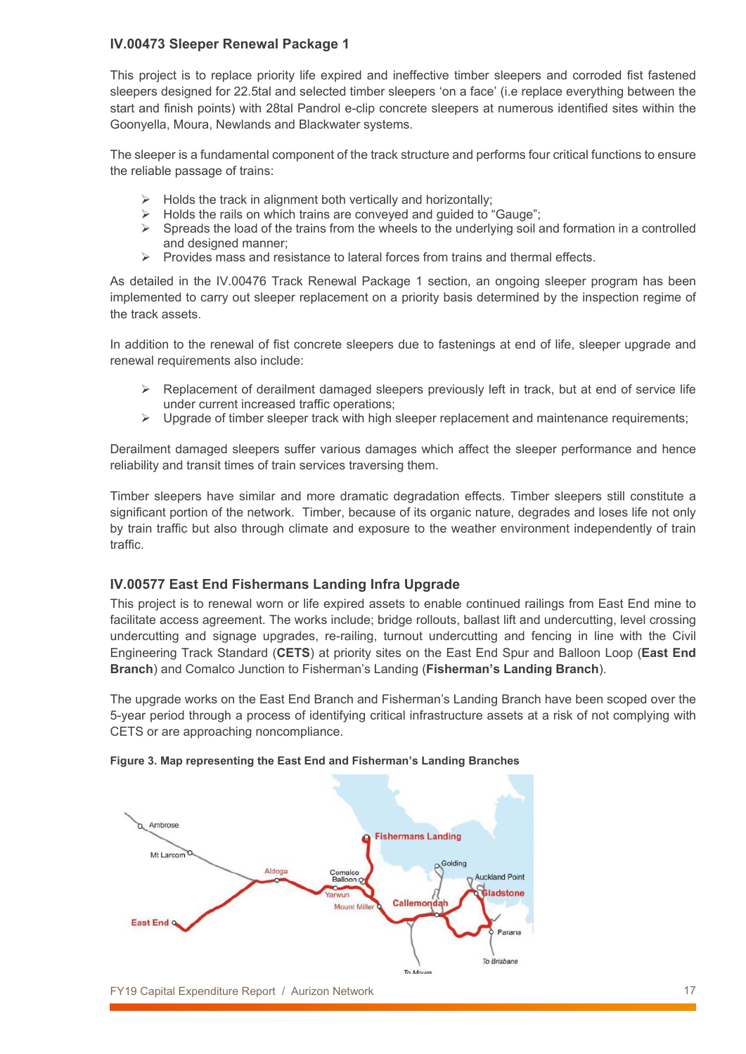### IV.00473 Sleeper Renewal Package 1

This project is to replace priority life expired and ineffective timber sleepers and corroded fist fastened sleepers designed for 22.5tal and selected timber sleepers 'on a face' (i.e replace everything between the start and finish points) with 28tal Pandrol e-clip concrete sleepers at numerous identified sites within the Goonyella, Moura, Newlands and Blackwater systems.

The sleeper is a fundamental component of the track structure and performs four critical functions to ensure the reliable passage of trains:

- Holds the track in alignment both vertically and horizontally;
- Holds the rails on which trains are conveyed and guided to "Gauge";
- Spreads the load of the trains from the wheels to the underlying soil and formation in a controlled and designed manner;
- Provides mass and resistance to lateral forces from trains and thermal effects.

As detailed in the IV.00476 Track Renewal Package 1 section, an ongoing sleeper program has been implemented to carry out sleeper replacement on a priority basis determined by the inspection regime of the track assets.

In addition to the renewal of fist concrete sleepers due to fastenings at end of life, sleeper upgrade and renewal requirements also include:

- Replacement of derailment damaged sleepers previously left in track, but at end of service life under current increased traffic operations;
- Upgrade of timber sleeper track with high sleeper replacement and maintenance requirements;

Derailment damaged sleepers suffer various damages which affect the sleeper performance and hence reliability and transit times of train services traversing them.

Timber sleepers have similar and more dramatic degradation effects. Timber sleepers still constitute a significant portion of the network. Timber, because of its organic nature, degrades and loses life not only by train traffic but also through climate and exposure to the weather environment independently of train traffic.

### IV.00577 East End Fishermans Landing Infra Upgrade

This project is to renewal worn or life expired assets to enable continued railings from East End mine to facilitate access agreement. The works include; bridge rollouts, ballast lift and undercutting, level crossing undercutting and signage upgrades, re-railing, turnout undercutting and fencing in line with the Civil Engineering Track Standard (**CETS**) at priority sites on the East End Spur and Balloon Loop (**East End Branch**) and Comalco Junction to Fisherman's Landing (**Fisherman's Landing Branch**).

The upgrade works on the East End Branch and Fisherman's Landing Branch have been scoped over the 5-year period through a process of identifying critical infrastructure assets at a risk of not complying with CETS or are approaching noncompliance.

**Figure 3. Map representing the East End and Fisherman's Landing Branches**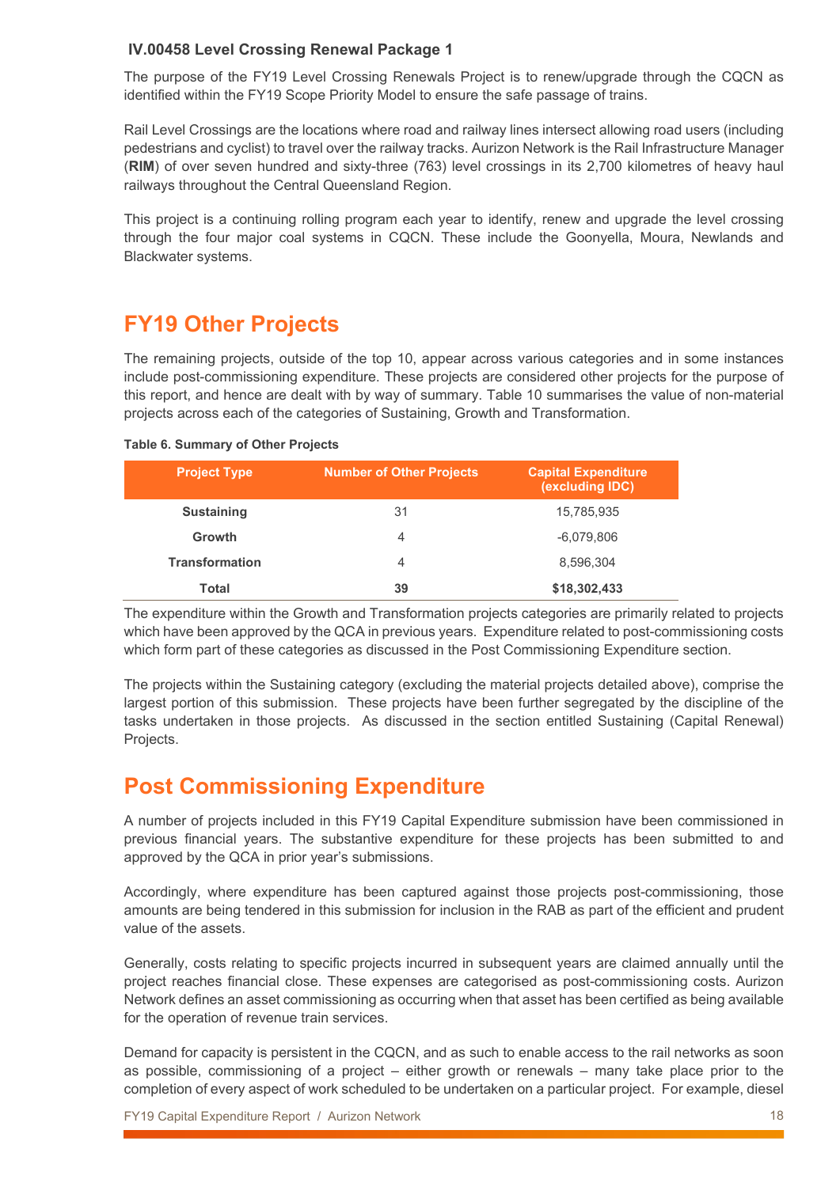### IV.00458 Level Crossing Renewal Package 1

The purpose of the FY19 Level Crossing Renewals Project is to renew/upgrade through the CQCN as identified within the FY19 Scope Priority Model to ensure the safe passage of trains.

Rail Level Crossings are the locations where road and railway lines intersect allowing road users (including pedestrians and cyclist) to travel over the railway tracks. Aurizon Network is the Rail Infrastructure Manager (**RIM**) of over seven hundred and sixty-three (763) level crossings in its 2,700 kilometres of heavy haul railways throughout the Central Queensland Region.

This project is a continuing rolling program each year to identify, renew and upgrade the level crossing through the four major coal systems in CQCN. These include the Goonyella, Moura, Newlands and Blackwater systems.

## FY19 Other Projects

The remaining projects, outside of the top 10, appear across various categories and in some instances include post-commissioning expenditure. These projects are considered other projects for the purpose of this report, and hence are dealt with by way of summary. Table 10 summarises the value of non-material projects across each of the categories of Sustaining, Growth and Transformation.

**Table 6. Summary of Other Projects**

| Project Type | Number of Other Projects | Capital Expenditure (excluding IDC) |
|---|---|---|
| **Sustaining** | 31 | 15,785,935 |
| **Growth** | 4 | -6,079,806 |
| **Transformation** | 4 | 8,596,304 |
| **Total** | **39** | **$18,302,433** |

The expenditure within the Growth and Transformation projects categories are primarily related to projects which have been approved by the QCA in previous years. Expenditure related to post-commissioning costs which form part of these categories as discussed in the Post Commissioning Expenditure section.

The projects within the Sustaining category (excluding the material projects detailed above), comprise the largest portion of this submission. These projects have been further segregated by the discipline of the tasks undertaken in those projects. As discussed in the section entitled Sustaining (Capital Renewal) Projects.

## Post Commissioning Expenditure

A number of projects included in this FY19 Capital Expenditure submission have been commissioned in previous financial years. The substantive expenditure for these projects has been submitted to and approved by the QCA in prior year's submissions.

Accordingly, where expenditure has been captured against those projects post-commissioning, those amounts are being tendered in this submission for inclusion in the RAB as part of the efficient and prudent value of the assets.

Generally, costs relating to specific projects incurred in subsequent years are claimed annually until the project reaches financial close. These expenses are categorised as post-commissioning costs. Aurizon Network defines an asset commissioning as occurring when that asset has been certified as being available for the operation of revenue train services.

Demand for capacity is persistent in the CQCN, and as such to enable access to the rail networks as soon as possible, commissioning of a project – either growth or renewals – many take place prior to the completion of every aspect of work scheduled to be undertaken on a particular project. For example, diesel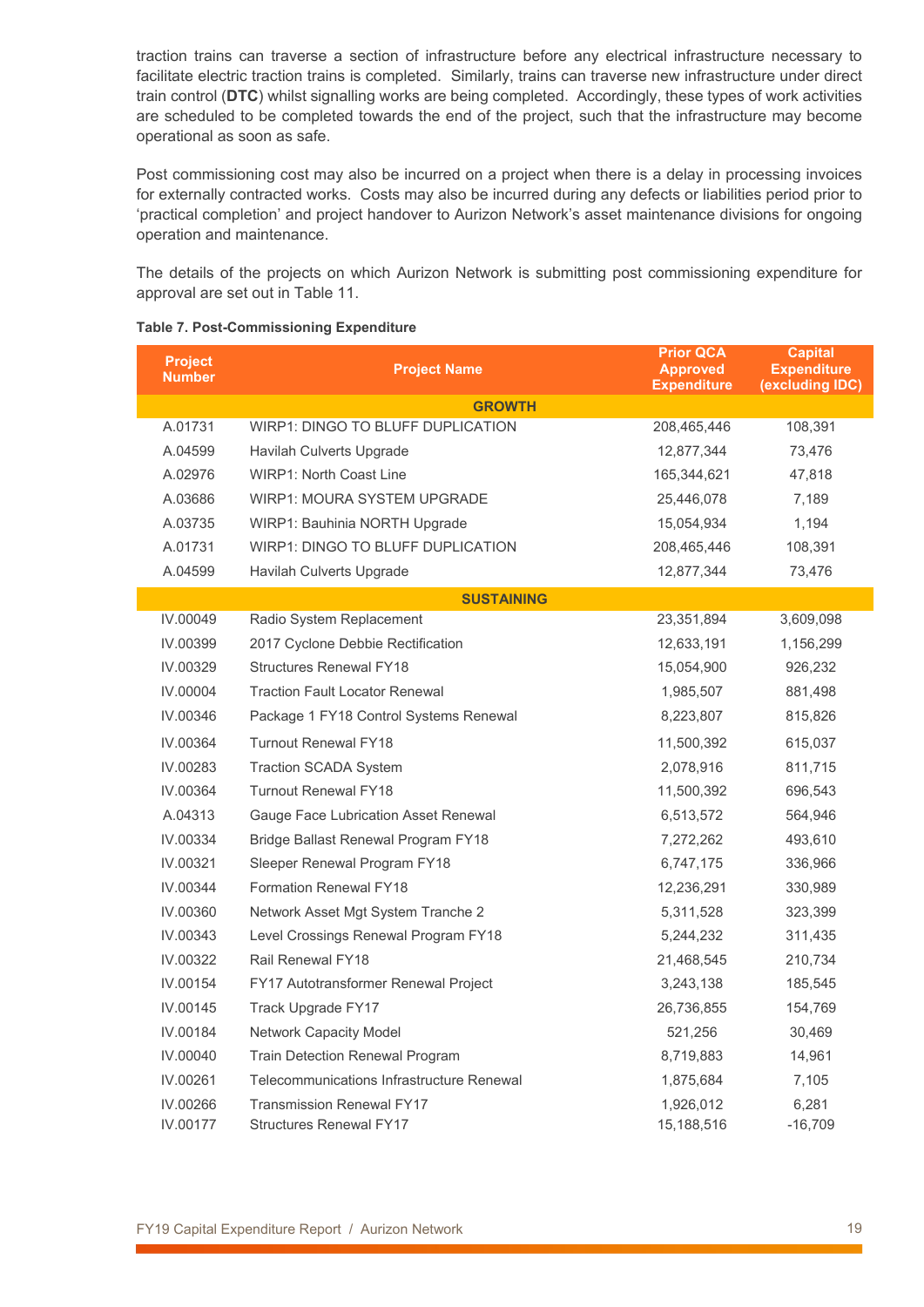traction trains can traverse a section of infrastructure before any electrical infrastructure necessary to facilitate electric traction trains is completed. Similarly, trains can traverse new infrastructure under direct train control (**DTC**) whilst signalling works are being completed. Accordingly, these types of work activities are scheduled to be completed towards the end of the project, such that the infrastructure may become operational as soon as safe.

Post commissioning cost may also be incurred on a project when there is a delay in processing invoices for externally contracted works. Costs may also be incurred during any defects or liabilities period prior to 'practical completion' and project handover to Aurizon Network's asset maintenance divisions for ongoing operation and maintenance.

The details of the projects on which Aurizon Network is submitting post commissioning expenditure for approval are set out in Table 11.

**Table 7. Post-Commissioning Expenditure**

| Project Number | Project Name | Prior QCA Approved Expenditure | Capital Expenditure (excluding IDC) |
|---|---|---|---|
| | **GROWTH** | | |
| A.01731 | WIRP1: DINGO TO BLUFF DUPLICATION | 208,465,446 | 108,391 |
| A.04599 | Havilah Culverts Upgrade | 12,877,344 | 73,476 |
| A.02976 | WIRP1: North Coast Line | 165,344,621 | 47,818 |
| A.03686 | WIRP1: MOURA SYSTEM UPGRADE | 25,446,078 | 7,189 |
| A.03735 | WIRP1: Bauhinia NORTH Upgrade | 15,054,934 | 1,194 |
| A.01731 | WIRP1: DINGO TO BLUFF DUPLICATION | 208,465,446 | 108,391 |
| A.04599 | Havilah Culverts Upgrade | 12,877,344 | 73,476 |
| | **SUSTAINING** | | |
| IV.00049 | Radio System Replacement | 23,351,894 | 3,609,098 |
| IV.00399 | 2017 Cyclone Debbie Rectification | 12,633,191 | 1,156,299 |
| IV.00329 | Structures Renewal FY18 | 15,054,900 | 926,232 |
| IV.00004 | Traction Fault Locator Renewal | 1,985,507 | 881,498 |
| IV.00346 | Package 1 FY18 Control Systems Renewal | 8,223,807 | 815,826 |
| IV.00364 | Turnout Renewal FY18 | 11,500,392 | 615,037 |
| IV.00283 | Traction SCADA System | 2,078,916 | 811,715 |
| IV.00364 | Turnout Renewal FY18 | 11,500,392 | 696,543 |
| A.04313 | Gauge Face Lubrication Asset Renewal | 6,513,572 | 564,946 |
| IV.00334 | Bridge Ballast Renewal Program FY18 | 7,272,262 | 493,610 |
| IV.00321 | Sleeper Renewal Program FY18 | 6,747,175 | 336,966 |
| IV.00344 | Formation Renewal FY18 | 12,236,291 | 330,989 |
| IV.00360 | Network Asset Mgt System Tranche 2 | 5,311,528 | 323,399 |
| IV.00343 | Level Crossings Renewal Program FY18 | 5,244,232 | 311,435 |
| IV.00322 | Rail Renewal FY18 | 21,468,545 | 210,734 |
| IV.00154 | FY17 Autotransformer Renewal Project | 3,243,138 | 185,545 |
| IV.00145 | Track Upgrade FY17 | 26,736,855 | 154,769 |
| IV.00184 | Network Capacity Model | 521,256 | 30,469 |
| IV.00040 | Train Detection Renewal Program | 8,719,883 | 14,961 |
| IV.00261 | Telecommunications Infrastructure Renewal | 1,875,684 | 7,105 |
| IV.00266 | Transmission Renewal FY17 | 1,926,012 | 6,281 |
| IV.00177 | Structures Renewal FY17 | 15,188,516 | -16,709 |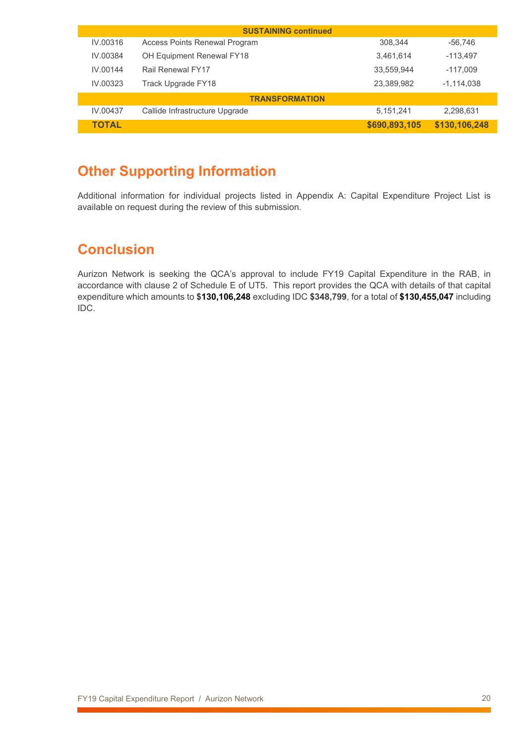| | | | |
|---|---|---|---|
| **SUSTAINING continued** | | | |
| IV.00316 | Access Points Renewal Program | 308,344 | -56,746 |
| IV.00384 | OH Equipment Renewal FY18 | 3,461,614 | -113,497 |
| IV.00144 | Rail Renewal FY17 | 33,559,944 | -117,009 |
| IV.00323 | Track Upgrade FY18 | 23,389,982 | -1,114,038 |
| **TRANSFORMATION** | | | |
| IV.00437 | Callide Infrastructure Upgrade | 5,151,241 | 2,298,631 |
| **TOTAL** | | **$690,893,105** | **$130,106,248** |

## Other Supporting Information

Additional information for individual projects listed in Appendix A: Capital Expenditure Project List is available on request during the review of this submission.

## Conclusion

Aurizon Network is seeking the QCA's approval to include FY19 Capital Expenditure in the RAB, in accordance with clause 2 of Schedule E of UT5. This report provides the QCA with details of that capital expenditure which amounts to **$130,106,248** excluding IDC **$348,799**, for a total of **$130,455,047** including IDC.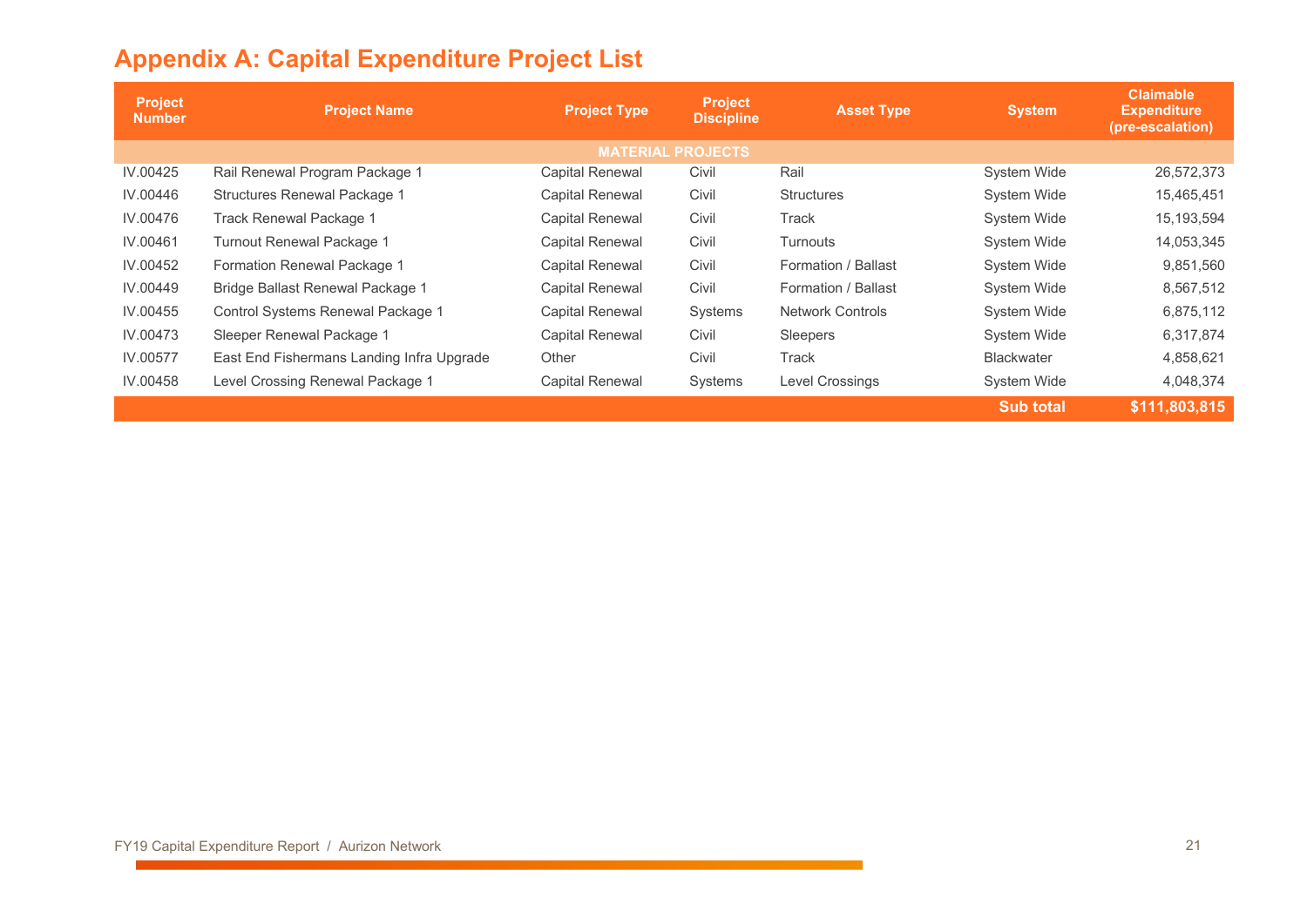# Appendix A: Capital Expenditure Project List

| Project Number | Project Name | Project Type | Project Discipline | Asset Type | System | Claimable Expenditure (pre-escalation) |
|---|---|---|---|---|---|---|
| **MATERIAL PROJECTS** | | | | | | |
| IV.00425 | Rail Renewal Program Package 1 | Capital Renewal | Civil | Rail | System Wide | 26,572,373 |
| IV.00446 | Structures Renewal Package 1 | Capital Renewal | Civil | Structures | System Wide | 15,465,451 |
| IV.00476 | Track Renewal Package 1 | Capital Renewal | Civil | Track | System Wide | 15,193,594 |
| IV.00461 | Turnout Renewal Package 1 | Capital Renewal | Civil | Turnouts | System Wide | 14,053,345 |
| IV.00452 | Formation Renewal Package 1 | Capital Renewal | Civil | Formation / Ballast | System Wide | 9,851,560 |
| IV.00449 | Bridge Ballast Renewal Package 1 | Capital Renewal | Civil | Formation / Ballast | System Wide | 8,567,512 |
| IV.00455 | Control Systems Renewal Package 1 | Capital Renewal | Systems | Network Controls | System Wide | 6,875,112 |
| IV.00473 | Sleeper Renewal Package 1 | Capital Renewal | Civil | Sleepers | System Wide | 6,317,874 |
| IV.00577 | East End Fishermans Landing Infra Upgrade | Other | Civil | Track | Blackwater | 4,858,621 |
| IV.00458 | Level Crossing Renewal Package 1 | Capital Renewal | Systems | Level Crossings | System Wide | 4,048,374 |
| | | | | | **Sub total** | **$111,803,815** |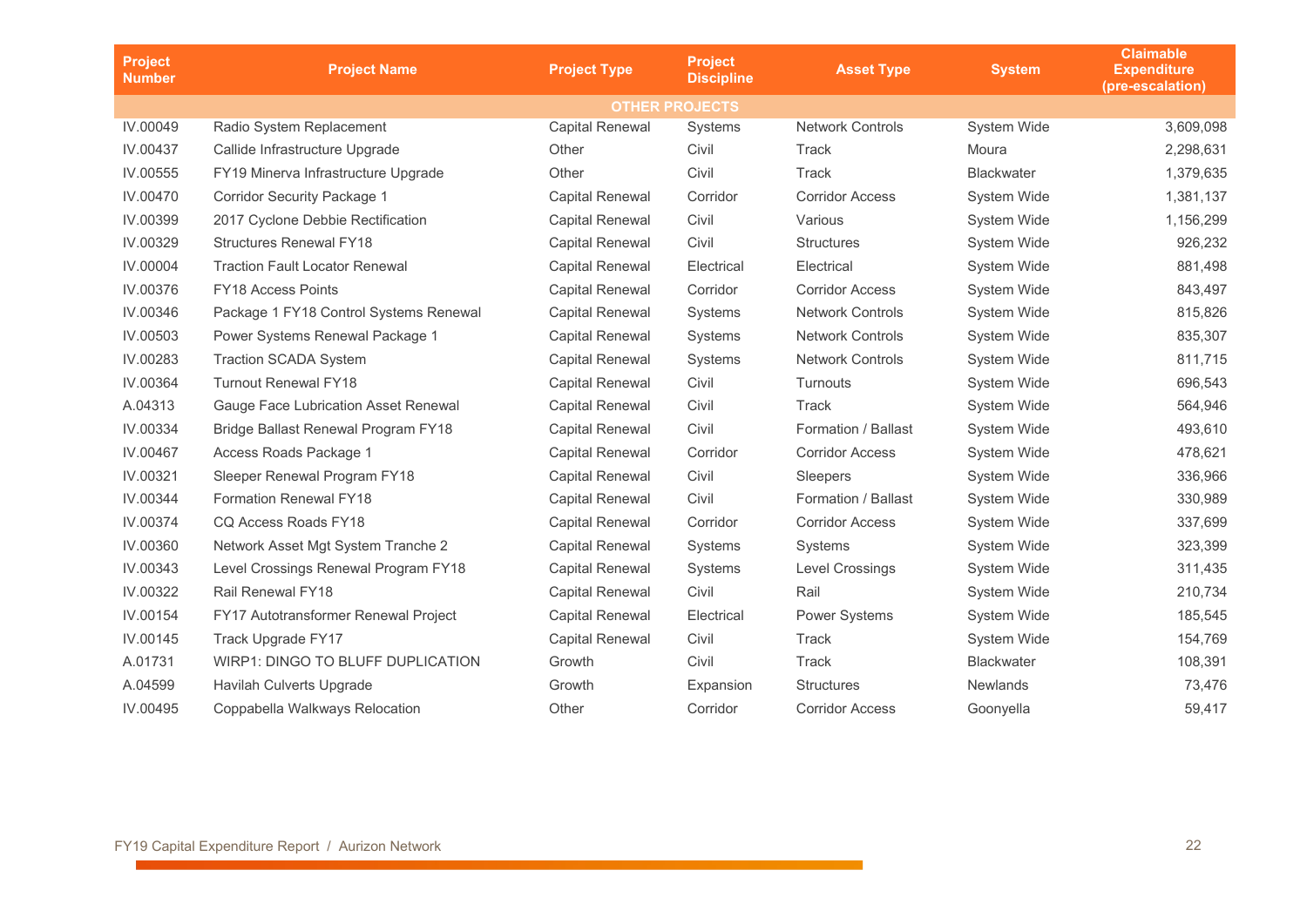| Project Number | Project Name | Project Type | Project Discipline | Asset Type | System | Claimable Expenditure (pre-escalation) |
|---|---|---|---|---|---|---|
| **OTHER PROJECTS** | | | | | | |
| IV.00049 | Radio System Replacement | Capital Renewal | Systems | Network Controls | System Wide | 3,609,098 |
| IV.00437 | Callide Infrastructure Upgrade | Other | Civil | Track | Moura | 2,298,631 |
| IV.00555 | FY19 Minerva Infrastructure Upgrade | Other | Civil | Track | Blackwater | 1,379,635 |
| IV.00470 | Corridor Security Package 1 | Capital Renewal | Corridor | Corridor Access | System Wide | 1,381,137 |
| IV.00399 | 2017 Cyclone Debbie Rectification | Capital Renewal | Civil | Various | System Wide | 1,156,299 |
| IV.00329 | Structures Renewal FY18 | Capital Renewal | Civil | Structures | System Wide | 926,232 |
| IV.00004 | Traction Fault Locator Renewal | Capital Renewal | Electrical | Electrical | System Wide | 881,498 |
| IV.00376 | FY18 Access Points | Capital Renewal | Corridor | Corridor Access | System Wide | 843,497 |
| IV.00346 | Package 1 FY18 Control Systems Renewal | Capital Renewal | Systems | Network Controls | System Wide | 815,826 |
| IV.00503 | Power Systems Renewal Package 1 | Capital Renewal | Systems | Network Controls | System Wide | 835,307 |
| IV.00283 | Traction SCADA System | Capital Renewal | Systems | Network Controls | System Wide | 811,715 |
| IV.00364 | Turnout Renewal FY18 | Capital Renewal | Civil | Turnouts | System Wide | 696,543 |
| A.04313 | Gauge Face Lubrication Asset Renewal | Capital Renewal | Civil | Track | System Wide | 564,946 |
| IV.00334 | Bridge Ballast Renewal Program FY18 | Capital Renewal | Civil | Formation / Ballast | System Wide | 493,610 |
| IV.00467 | Access Roads Package 1 | Capital Renewal | Corridor | Corridor Access | System Wide | 478,621 |
| IV.00321 | Sleeper Renewal Program FY18 | Capital Renewal | Civil | Sleepers | System Wide | 336,966 |
| IV.00344 | Formation Renewal FY18 | Capital Renewal | Civil | Formation / Ballast | System Wide | 330,989 |
| IV.00374 | CQ Access Roads FY18 | Capital Renewal | Corridor | Corridor Access | System Wide | 337,699 |
| IV.00360 | Network Asset Mgt System Tranche 2 | Capital Renewal | Systems | Systems | System Wide | 323,399 |
| IV.00343 | Level Crossings Renewal Program FY18 | Capital Renewal | Systems | Level Crossings | System Wide | 311,435 |
| IV.00322 | Rail Renewal FY18 | Capital Renewal | Civil | Rail | System Wide | 210,734 |
| IV.00154 | FY17 Autotransformer Renewal Project | Capital Renewal | Electrical | Power Systems | System Wide | 185,545 |
| IV.00145 | Track Upgrade FY17 | Capital Renewal | Civil | Track | System Wide | 154,769 |
| A.01731 | WIRP1: DINGO TO BLUFF DUPLICATION | Growth | Civil | Track | Blackwater | 108,391 |
| A.04599 | Havilah Culverts Upgrade | Growth | Expansion | Structures | Newlands | 73,476 |
| IV.00495 | Coppabella Walkways Relocation | Other | Corridor | Corridor Access | Goonyella | 59,417 |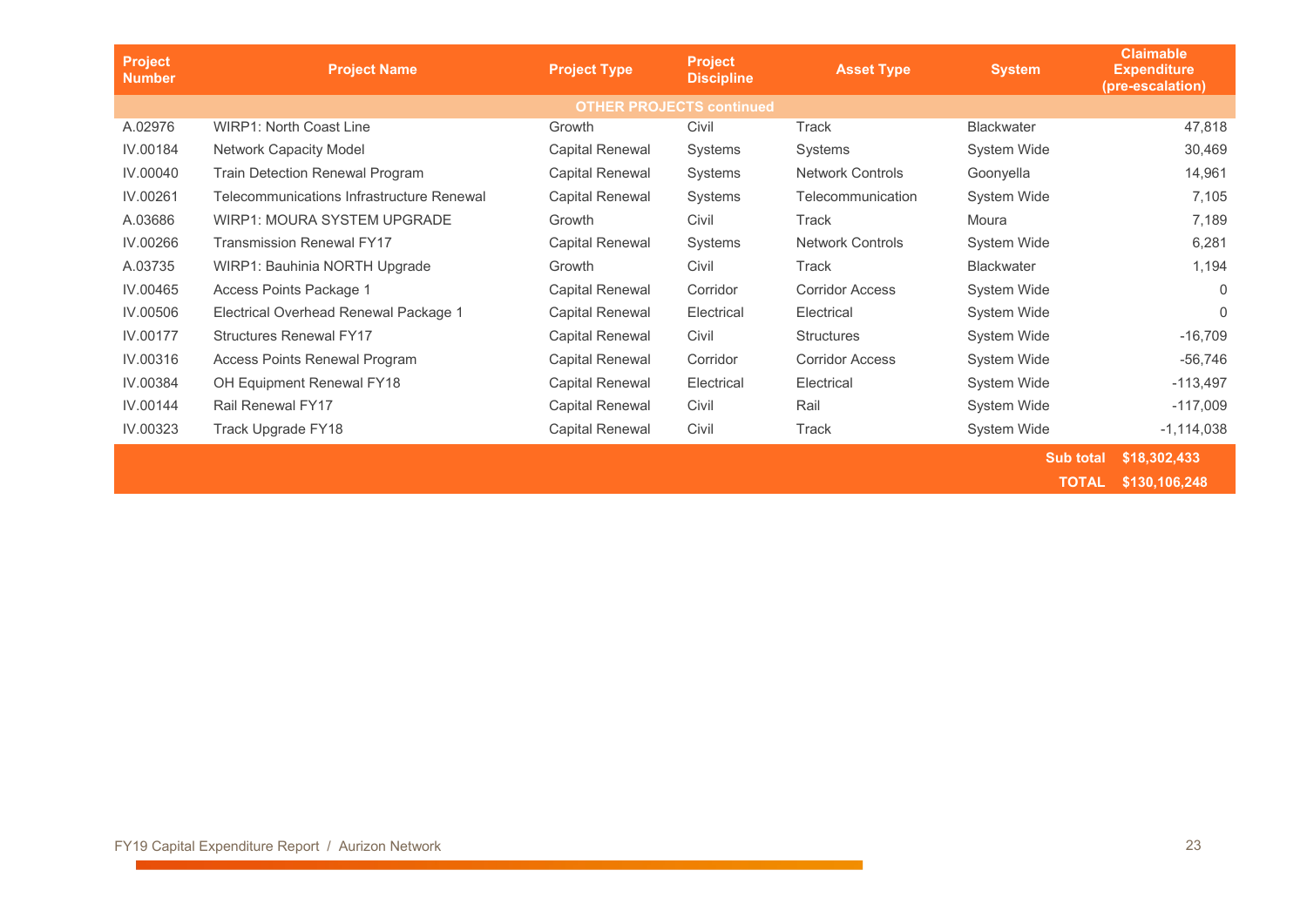| Project Number | Project Name | Project Type | Project Discipline | Asset Type | System | Claimable Expenditure (pre-escalation) |
|---|---|---|---|---|---|---|
| | | | **OTHER PROJECTS continued** | | | |
| A.02976 | WIRP1: North Coast Line | Growth | Civil | Track | Blackwater | 47,818 |
| IV.00184 | Network Capacity Model | Capital Renewal | Systems | Systems | System Wide | 30,469 |
| IV.00040 | Train Detection Renewal Program | Capital Renewal | Systems | Network Controls | Goonyella | 14,961 |
| IV.00261 | Telecommunications Infrastructure Renewal | Capital Renewal | Systems | Telecommunication | System Wide | 7,105 |
| A.03686 | WIRP1: MOURA SYSTEM UPGRADE | Growth | Civil | Track | Moura | 7,189 |
| IV.00266 | Transmission Renewal FY17 | Capital Renewal | Systems | Network Controls | System Wide | 6,281 |
| A.03735 | WIRP1: Bauhinia NORTH Upgrade | Growth | Civil | Track | Blackwater | 1,194 |
| IV.00465 | Access Points Package 1 | Capital Renewal | Corridor | Corridor Access | System Wide | 0 |
| IV.00506 | Electrical Overhead Renewal Package 1 | Capital Renewal | Electrical | Electrical | System Wide | 0 |
| IV.00177 | Structures Renewal FY17 | Capital Renewal | Civil | Structures | System Wide | -16,709 |
| IV.00316 | Access Points Renewal Program | Capital Renewal | Corridor | Corridor Access | System Wide | -56,746 |
| IV.00384 | OH Equipment Renewal FY18 | Capital Renewal | Electrical | Electrical | System Wide | -113,497 |
| IV.00144 | Rail Renewal FY17 | Capital Renewal | Civil | Rail | System Wide | -117,009 |
| IV.00323 | Track Upgrade FY18 | Capital Renewal | Civil | Track | System Wide | -1,114,038 |
| | | | | | **Sub total** | **$18,302,433** |
| | | | | | **TOTAL** | **$130,106,248** |